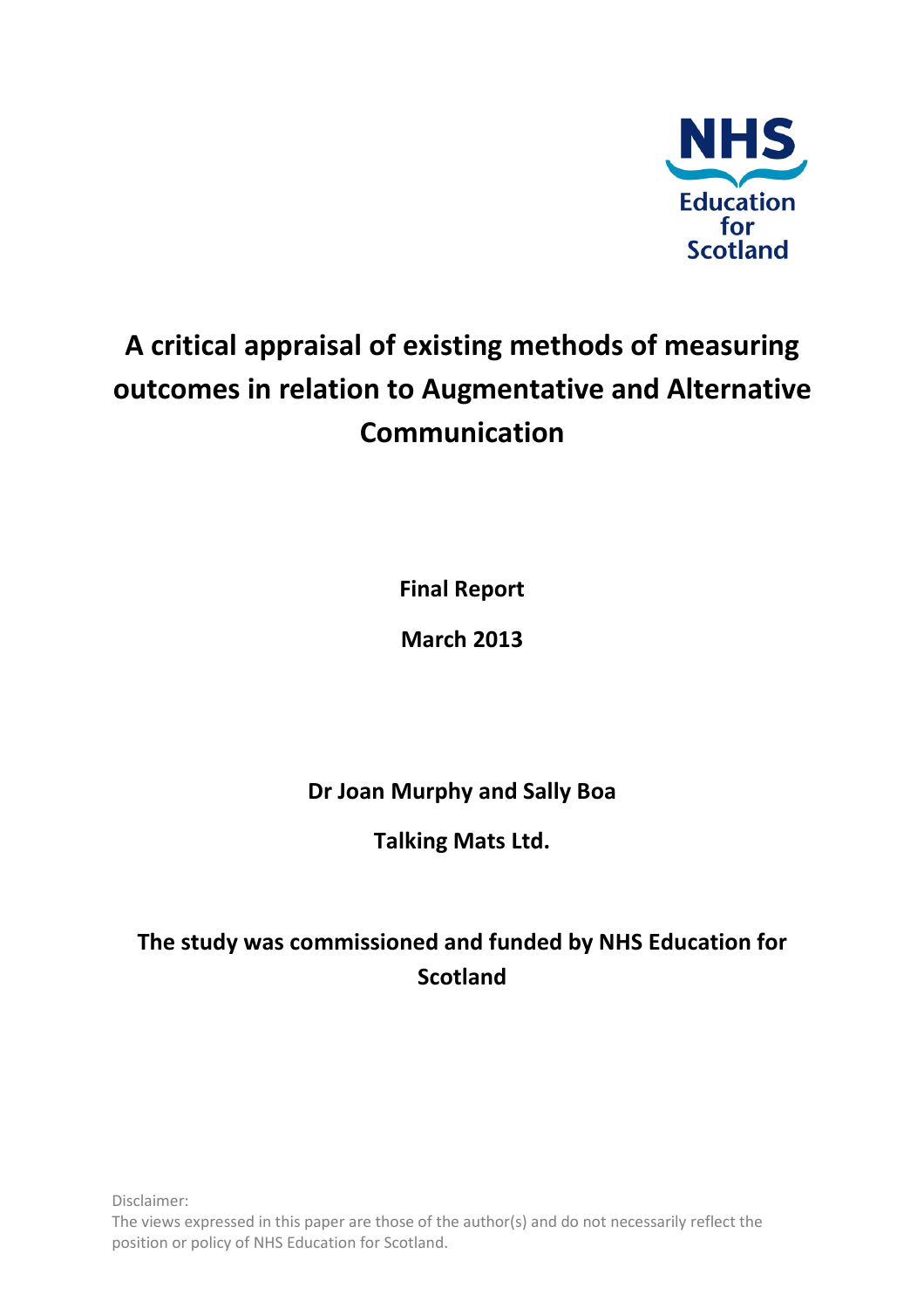NHS Education for Scotland

# A critical appraisal of existing methods of measuring outcomes in relation to Augmentative and Alternative Communication

**Final Report**

**March 2013**

**Dr Joan Murphy and Sally Boa**

**Talking Mats Ltd.**

**The study was commissioned and funded by NHS Education for Scotland**

Disclaimer:
The views expressed in this paper are those of the author(s) and do not necessarily reflect the position or policy of NHS Education for Scotland.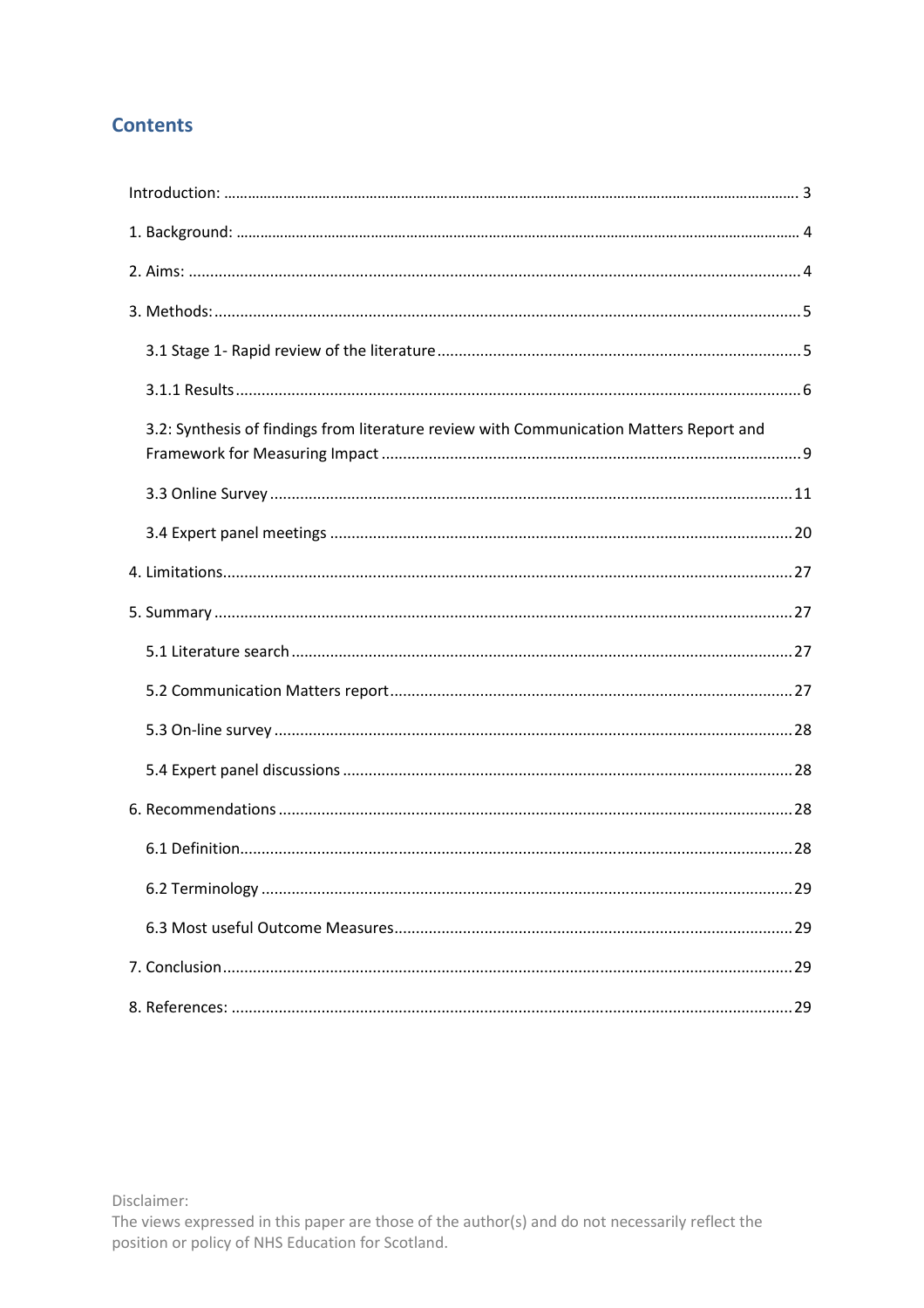## Contents

Introduction: ..... 3

1. Background: ..... 4

2. Aims: ..... 4

3. Methods: ..... 5

    3.1 Stage 1- Rapid review of the literature ..... 5

    3.1.1 Results ..... 6

    3.2: Synthesis of findings from literature review with Communication Matters Report and Framework for Measuring Impact ..... 9

    3.3 Online Survey ..... 11

    3.4 Expert panel meetings ..... 20

4. Limitations ..... 27

5. Summary ..... 27

    5.1 Literature search ..... 27

    5.2 Communication Matters report ..... 27

    5.3 On-line survey ..... 28

    5.4 Expert panel discussions ..... 28

6. Recommendations ..... 28

    6.1 Definition ..... 28

    6.2 Terminology ..... 29

    6.3 Most useful Outcome Measures ..... 29

7. Conclusion ..... 29

8. References: ..... 29

Disclaimer:
The views expressed in this paper are those of the author(s) and do not necessarily reflect the position or policy of NHS Education for Scotland.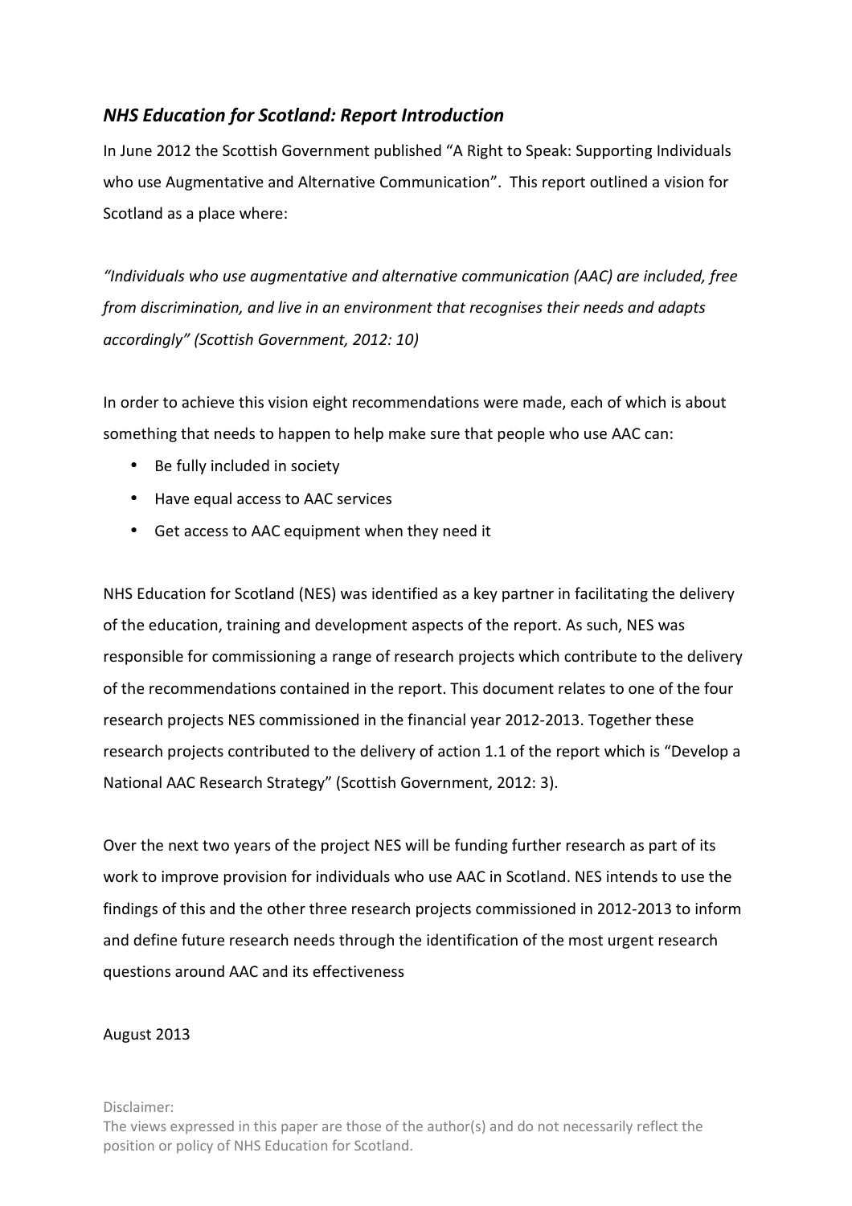## *NHS Education for Scotland: Report Introduction*

In June 2012 the Scottish Government published "A Right to Speak: Supporting Individuals who use Augmentative and Alternative Communication". This report outlined a vision for Scotland as a place where:

*"Individuals who use augmentative and alternative communication (AAC) are included, free from discrimination, and live in an environment that recognises their needs and adapts accordingly" (Scottish Government, 2012: 10)*

In order to achieve this vision eight recommendations were made, each of which is about something that needs to happen to help make sure that people who use AAC can:

- Be fully included in society
- Have equal access to AAC services
- Get access to AAC equipment when they need it

NHS Education for Scotland (NES) was identified as a key partner in facilitating the delivery of the education, training and development aspects of the report. As such, NES was responsible for commissioning a range of research projects which contribute to the delivery of the recommendations contained in the report. This document relates to one of the four research projects NES commissioned in the financial year 2012-2013. Together these research projects contributed to the delivery of action 1.1 of the report which is "Develop a National AAC Research Strategy" (Scottish Government, 2012: 3).

Over the next two years of the project NES will be funding further research as part of its work to improve provision for individuals who use AAC in Scotland. NES intends to use the findings of this and the other three research projects commissioned in 2012-2013 to inform and define future research needs through the identification of the most urgent research questions around AAC and its effectiveness

August 2013

Disclaimer:
The views expressed in this paper are those of the author(s) and do not necessarily reflect the position or policy of NHS Education for Scotland.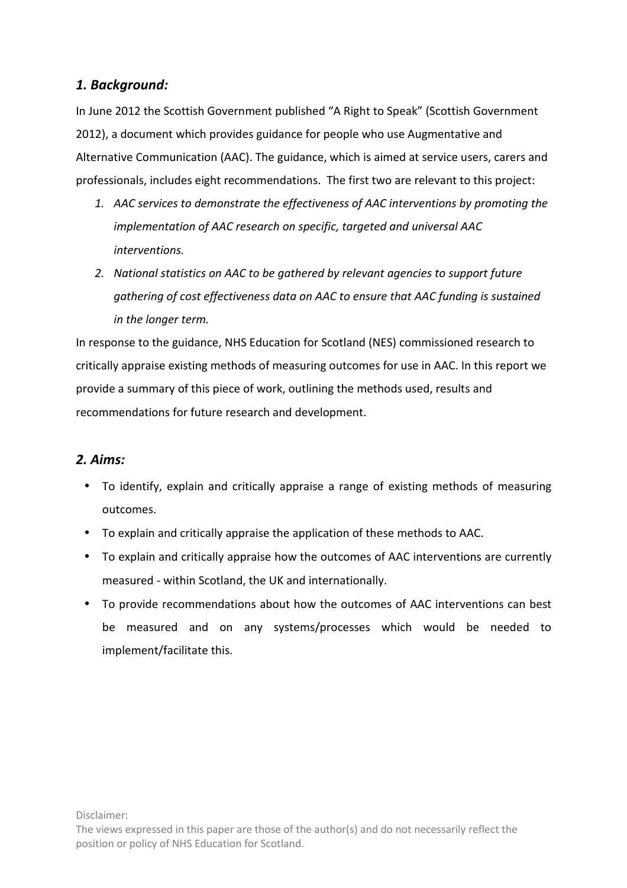## *1. Background:*

In June 2012 the Scottish Government published "A Right to Speak" (Scottish Government 2012), a document which provides guidance for people who use Augmentative and Alternative Communication (AAC). The guidance, which is aimed at service users, carers and professionals, includes eight recommendations. The first two are relevant to this project:

1. *AAC services to demonstrate the effectiveness of AAC interventions by promoting the implementation of AAC research on specific, targeted and universal AAC interventions.*
2. *National statistics on AAC to be gathered by relevant agencies to support future gathering of cost effectiveness data on AAC to ensure that AAC funding is sustained in the longer term.*

In response to the guidance, NHS Education for Scotland (NES) commissioned research to critically appraise existing methods of measuring outcomes for use in AAC. In this report we provide a summary of this piece of work, outlining the methods used, results and recommendations for future research and development.

## *2. Aims:*

- To identify, explain and critically appraise a range of existing methods of measuring outcomes.
- To explain and critically appraise the application of these methods to AAC.
- To explain and critically appraise how the outcomes of AAC interventions are currently measured - within Scotland, the UK and internationally.
- To provide recommendations about how the outcomes of AAC interventions can best be measured and on any systems/processes which would be needed to implement/facilitate this.

Disclaimer:
The views expressed in this paper are those of the author(s) and do not necessarily reflect the position or policy of NHS Education for Scotland.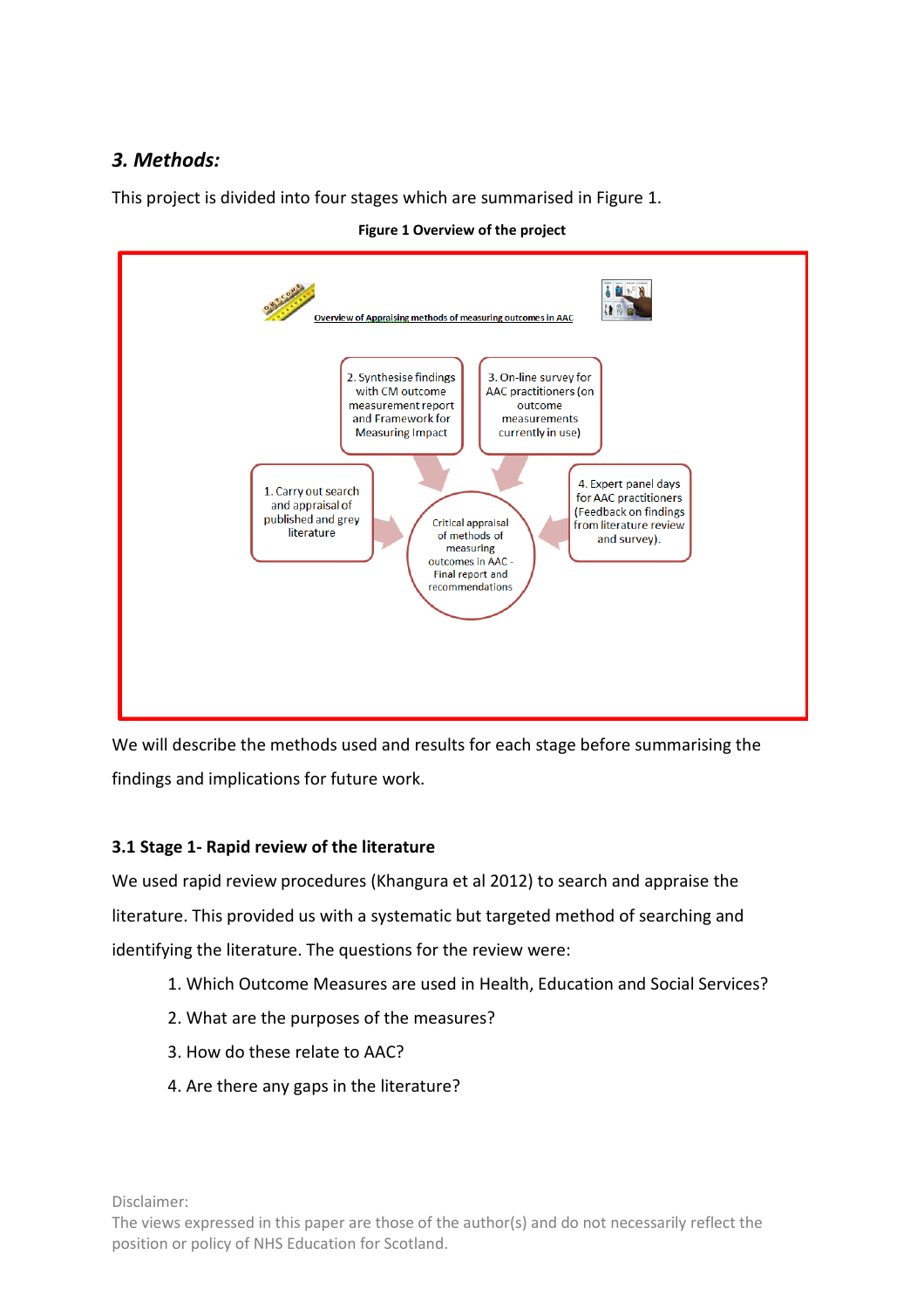## *3. Methods:*

This project is divided into four stages which are summarised in Figure 1.

**Figure 1 Overview of the project**

Overview of Appraising methods of measuring outcomes in AAC

2. Synthesise findings with CM outcome measurement report and Framework for Measuring Impact

3. On-line survey for AAC practitioners (on outcome measurements currently in use)

1. Carry out search and appraisal of published and grey literature

Critical appraisal of methods of measuring outcomes in AAC - Final report and recommendations

4. Expert panel days for AAC practitioners (Feedback on findings from literature review and survey).

We will describe the methods used and results for each stage before summarising the findings and implications for future work.

### 3.1 Stage 1- Rapid review of the literature

We used rapid review procedures (Khangura et al 2012) to search and appraise the literature. This provided us with a systematic but targeted method of searching and identifying the literature. The questions for the review were:

1. Which Outcome Measures are used in Health, Education and Social Services?
2. What are the purposes of the measures?
3. How do these relate to AAC?
4. Are there any gaps in the literature?

Disclaimer:
The views expressed in this paper are those of the author(s) and do not necessarily reflect the position or policy of NHS Education for Scotland.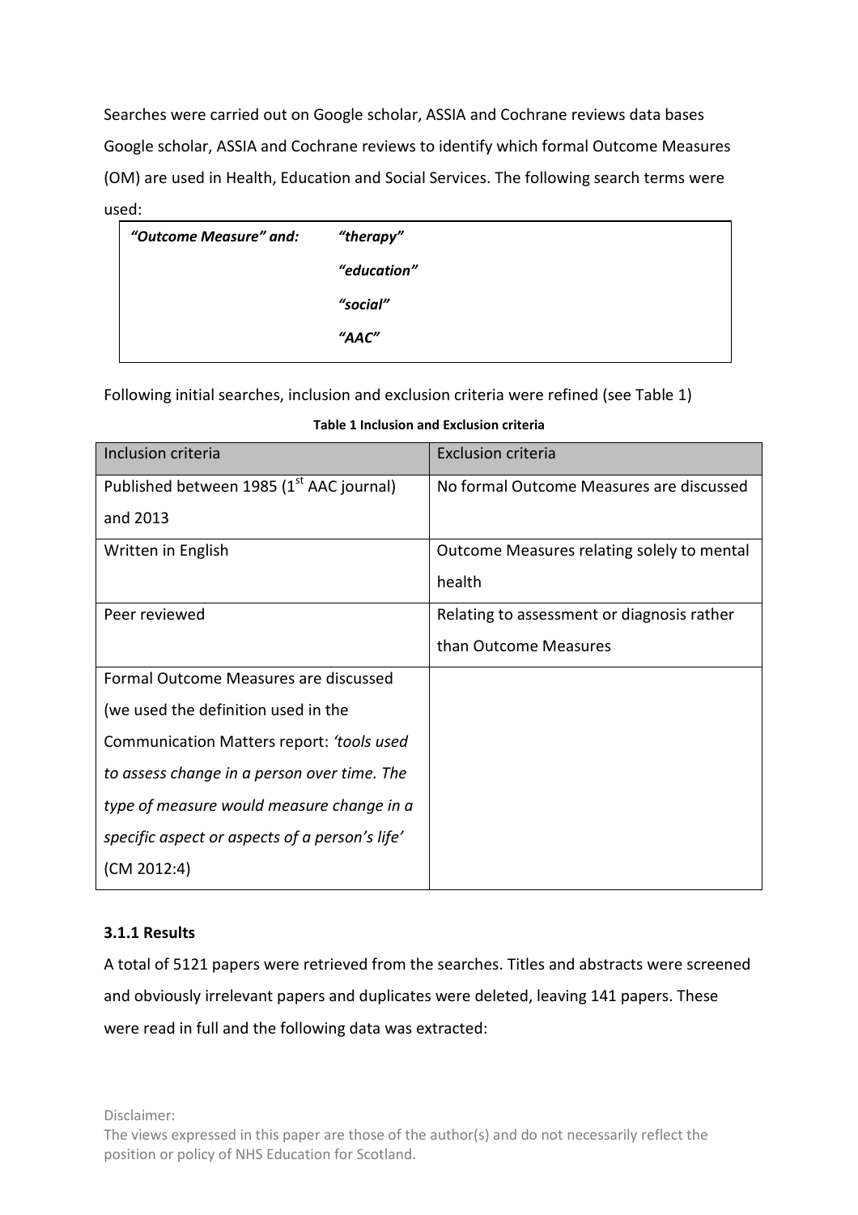Searches were carried out on Google scholar, ASSIA and Cochrane reviews data bases Google scholar, ASSIA and Cochrane reviews to identify which formal Outcome Measures (OM) are used in Health, Education and Social Services. The following search terms were used:

| ***"Outcome Measure" and:*** | ***"therapy"*** |
|---|---|
| | ***"education"*** |
| | ***"social"*** |
| | ***"AAC"*** |

Following initial searches, inclusion and exclusion criteria were refined (see Table 1)

**Table 1 Inclusion and Exclusion criteria**

| Inclusion criteria | Exclusion criteria |
|---|---|
| Published between 1985 (1st AAC journal) and 2013 | No formal Outcome Measures are discussed |
| Written in English | Outcome Measures relating solely to mental health |
| Peer reviewed | Relating to assessment or diagnosis rather than Outcome Measures |
| Formal Outcome Measures are discussed (we used the definition used in the Communication Matters report: *'tools used to assess change in a person over time. The type of measure would measure change in a specific aspect or aspects of a person's life'* (CM 2012:4) | |

### 3.1.1 Results

A total of 5121 papers were retrieved from the searches. Titles and abstracts were screened and obviously irrelevant papers and duplicates were deleted, leaving 141 papers. These were read in full and the following data was extracted:

Disclaimer:
The views expressed in this paper are those of the author(s) and do not necessarily reflect the position or policy of NHS Education for Scotland.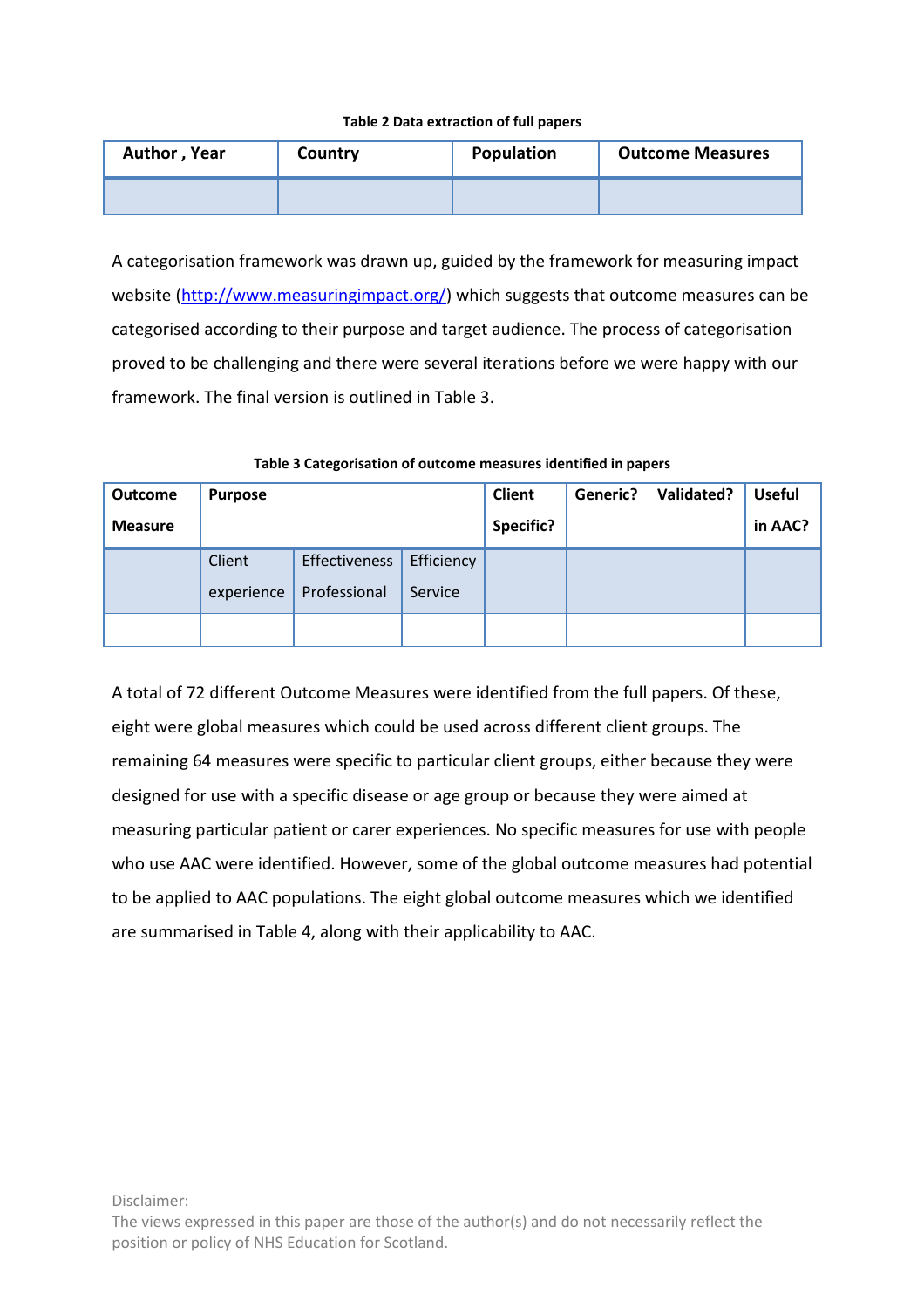**Table 2 Data extraction of full papers**

| Author , Year | Country | Population | Outcome Measures |
| --- | --- | --- | --- |
| | | | |

A categorisation framework was drawn up, guided by the framework for measuring impact website (http://www.measuringimpact.org/) which suggests that outcome measures can be categorised according to their purpose and target audience. The process of categorisation proved to be challenging and there were several iterations before we were happy with our framework. The final version is outlined in Table 3.

**Table 3 Categorisation of outcome measures identified in papers**

| Outcome Measure | Purpose | | | Client Specific? | Generic? | Validated? | Useful in AAC? |
| --- | --- | --- | --- | --- | --- | --- | --- |
| | Client experience | Effectiveness Professional | Efficiency Service | | | | |
| | | | | | | | |

A total of 72 different Outcome Measures were identified from the full papers. Of these, eight were global measures which could be used across different client groups. The remaining 64 measures were specific to particular client groups, either because they were designed for use with a specific disease or age group or because they were aimed at measuring particular patient or carer experiences. No specific measures for use with people who use AAC were identified. However, some of the global outcome measures had potential to be applied to AAC populations. The eight global outcome measures which we identified are summarised in Table 4, along with their applicability to AAC.

Disclaimer:
The views expressed in this paper are those of the author(s) and do not necessarily reflect the position or policy of NHS Education for Scotland.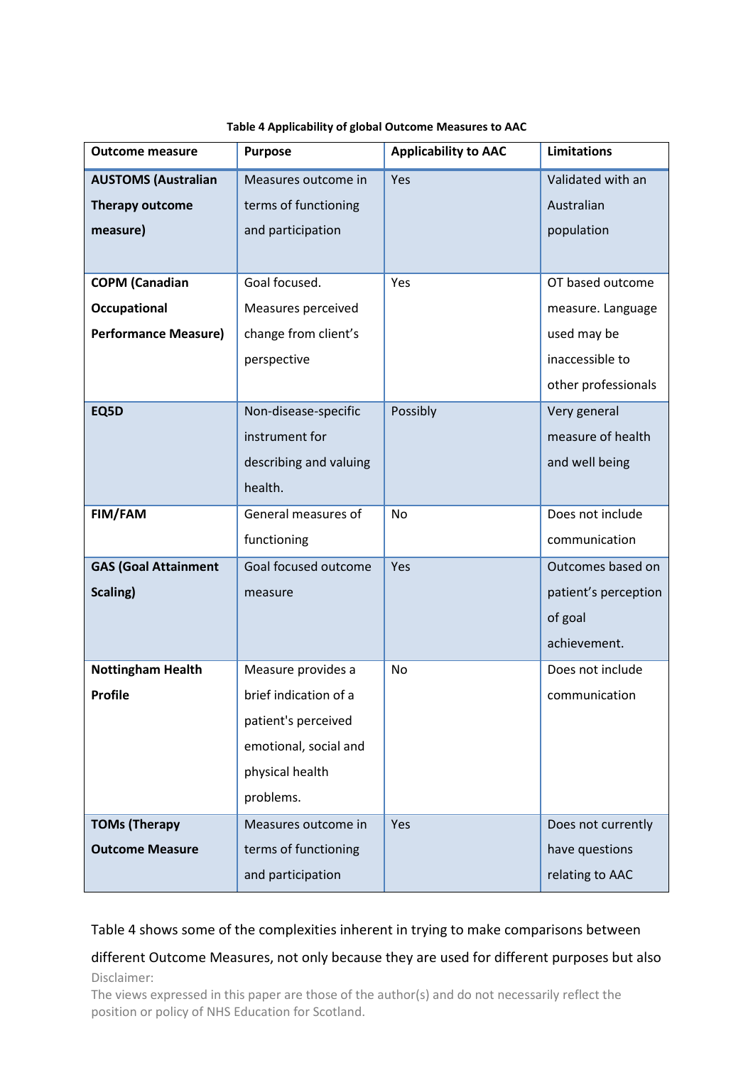**Table 4 Applicability of global Outcome Measures to AAC**

| Outcome measure | Purpose | Applicability to AAC | Limitations |
|---|---|---|---|
| **AUSTOMS (Australian Therapy outcome measure)** | Measures outcome in terms of functioning and participation | Yes | Validated with an Australian population |
| **COPM (Canadian Occupational Performance Measure)** | Goal focused. Measures perceived change from client's perspective | Yes | OT based outcome measure. Language used may be inaccessible to other professionals |
| **EQ5D** | Non-disease-specific instrument for describing and valuing health. | Possibly | Very general measure of health and well being |
| **FIM/FAM** | General measures of functioning | No | Does not include communication |
| **GAS (Goal Attainment Scaling)** | Goal focused outcome measure | Yes | Outcomes based on patient's perception of goal achievement. |
| **Nottingham Health Profile** | Measure provides a brief indication of a patient's perceived emotional, social and physical health problems. | No | Does not include communication |
| **TOMs (Therapy Outcome Measure** | Measures outcome in terms of functioning and participation | Yes | Does not currently have questions relating to AAC |

Table 4 shows some of the complexities inherent in trying to make comparisons between different Outcome Measures, not only because they are used for different purposes but also

Disclaimer:
The views expressed in this paper are those of the author(s) and do not necessarily reflect the position or policy of NHS Education for Scotland.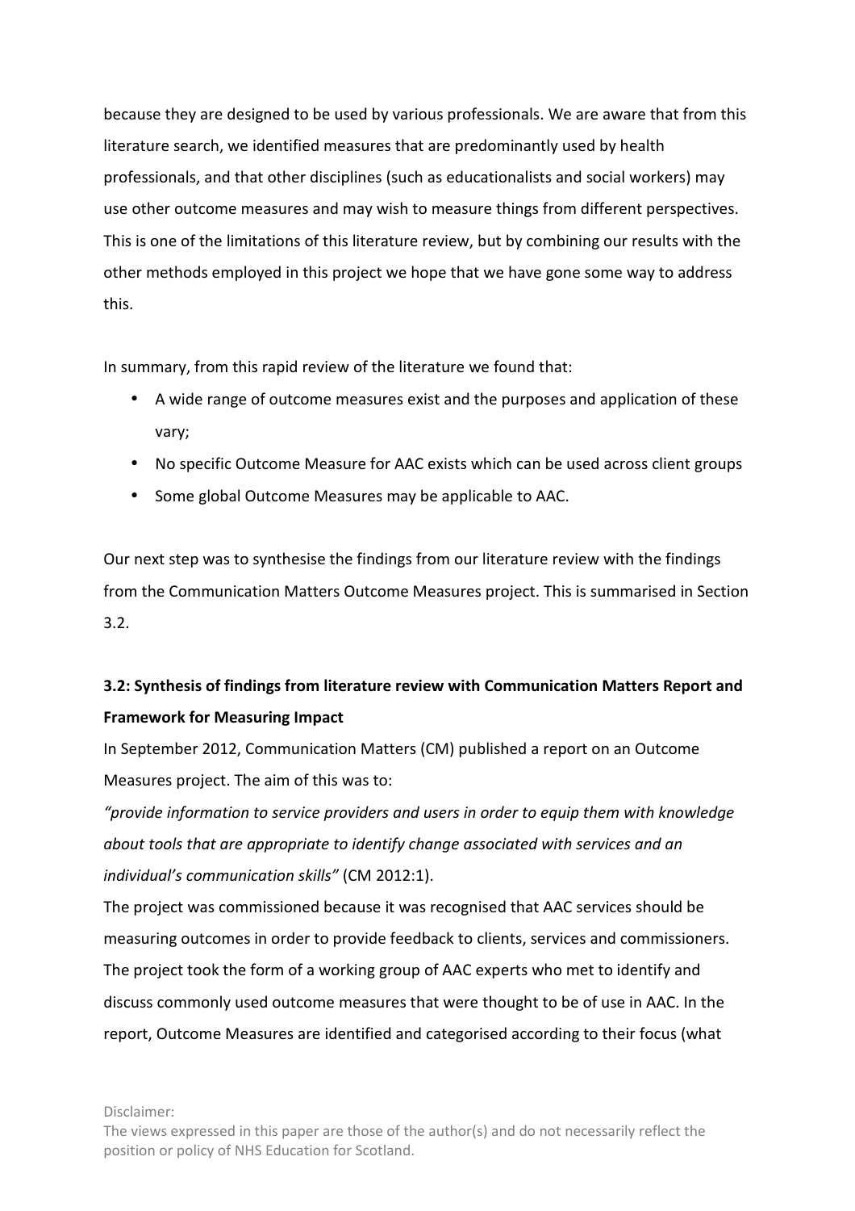because they are designed to be used by various professionals. We are aware that from this literature search, we identified measures that are predominantly used by health professionals, and that other disciplines (such as educationalists and social workers) may use other outcome measures and may wish to measure things from different perspectives. This is one of the limitations of this literature review, but by combining our results with the other methods employed in this project we hope that we have gone some way to address this.

In summary, from this rapid review of the literature we found that:

- A wide range of outcome measures exist and the purposes and application of these vary;
- No specific Outcome Measure for AAC exists which can be used across client groups
- Some global Outcome Measures may be applicable to AAC.

Our next step was to synthesise the findings from our literature review with the findings from the Communication Matters Outcome Measures project. This is summarised in Section 3.2.

**3.2: Synthesis of findings from literature review with Communication Matters Report and Framework for Measuring Impact**

In September 2012, Communication Matters (CM) published a report on an Outcome Measures project. The aim of this was to:

*"provide information to service providers and users in order to equip them with knowledge about tools that are appropriate to identify change associated with services and an individual's communication skills"* (CM 2012:1).

The project was commissioned because it was recognised that AAC services should be measuring outcomes in order to provide feedback to clients, services and commissioners. The project took the form of a working group of AAC experts who met to identify and discuss commonly used outcome measures that were thought to be of use in AAC. In the report, Outcome Measures are identified and categorised according to their focus (what

Disclaimer:
The views expressed in this paper are those of the author(s) and do not necessarily reflect the position or policy of NHS Education for Scotland.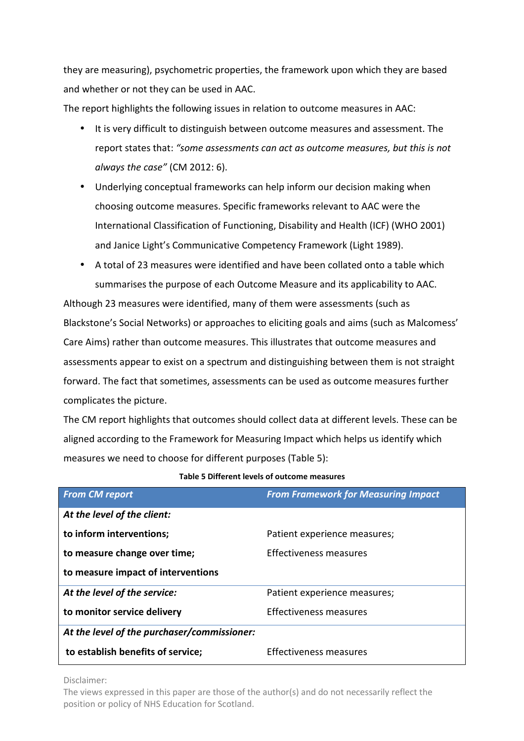they are measuring), psychometric properties, the framework upon which they are based and whether or not they can be used in AAC.

The report highlights the following issues in relation to outcome measures in AAC:

- It is very difficult to distinguish between outcome measures and assessment. The report states that: *"some assessments can act as outcome measures, but this is not always the case"* (CM 2012: 6).
- Underlying conceptual frameworks can help inform our decision making when choosing outcome measures. Specific frameworks relevant to AAC were the International Classification of Functioning, Disability and Health (ICF) (WHO 2001) and Janice Light's Communicative Competency Framework (Light 1989).
- A total of 23 measures were identified and have been collated onto a table which summarises the purpose of each Outcome Measure and its applicability to AAC.

Although 23 measures were identified, many of them were assessments (such as Blackstone's Social Networks) or approaches to eliciting goals and aims (such as Malcomess' Care Aims) rather than outcome measures. This illustrates that outcome measures and assessments appear to exist on a spectrum and distinguishing between them is not straight forward. The fact that sometimes, assessments can be used as outcome measures further complicates the picture.

The CM report highlights that outcomes should collect data at different levels. These can be aligned according to the Framework for Measuring Impact which helps us identify which measures we need to choose for different purposes (Table 5):

**Table 5 Different levels of outcome measures**

| ***From CM report*** | ***From Framework for Measuring Impact*** |
|---|---|
| ***At the level of the client:*** | |
| **to inform interventions;** | Patient experience measures; |
| **to measure change over time;** | Effectiveness measures |
| **to measure impact of interventions** | |
| ***At the level of the service:*** | Patient experience measures; |
| **to monitor service delivery** | Effectiveness measures |
| ***At the level of the purchaser/commissioner:*** | |
| **to establish benefits of service;** | Effectiveness measures |

Disclaimer:
The views expressed in this paper are those of the author(s) and do not necessarily reflect the position or policy of NHS Education for Scotland.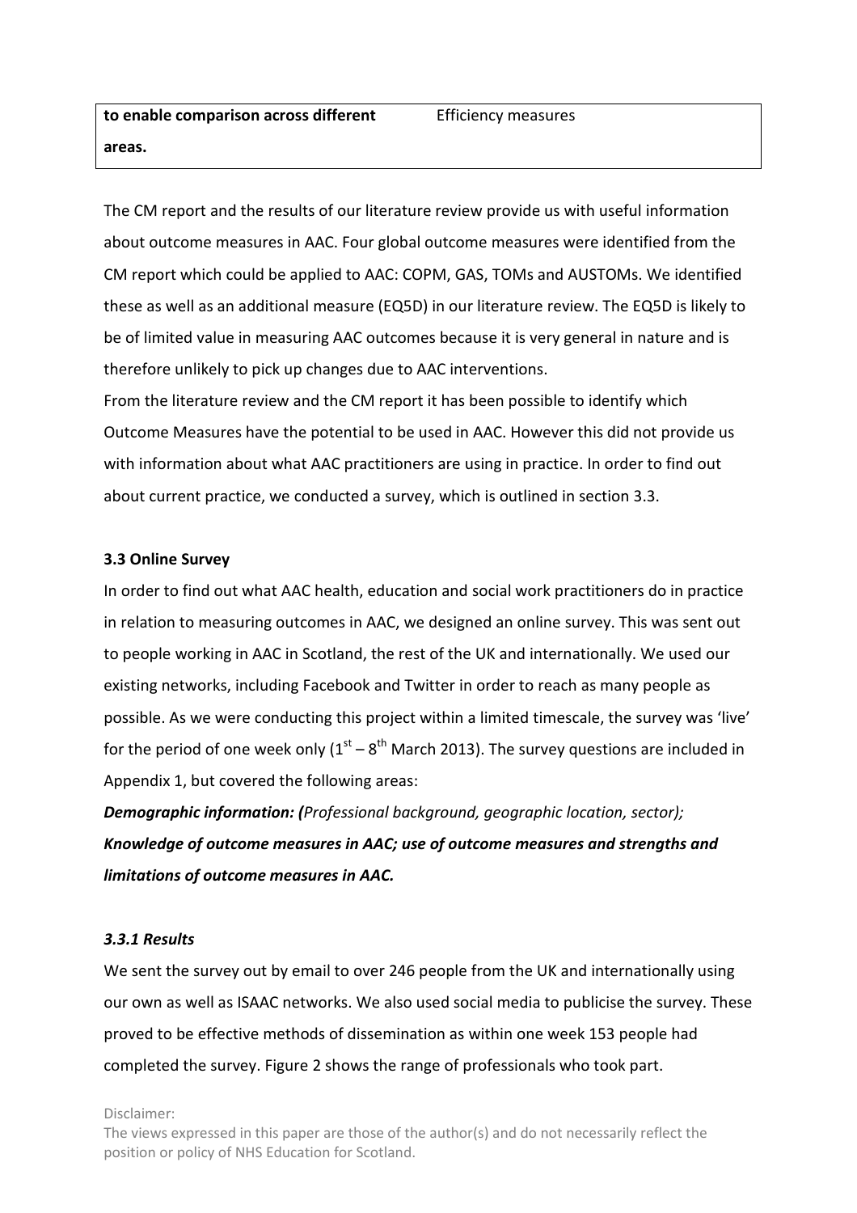| **to enable comparison across different areas.** | Efficiency measures |
|---|---|

The CM report and the results of our literature review provide us with useful information about outcome measures in AAC. Four global outcome measures were identified from the CM report which could be applied to AAC: COPM, GAS, TOMs and AUSTOMs. We identified these as well as an additional measure (EQ5D) in our literature review. The EQ5D is likely to be of limited value in measuring AAC outcomes because it is very general in nature and is therefore unlikely to pick up changes due to AAC interventions.

From the literature review and the CM report it has been possible to identify which Outcome Measures have the potential to be used in AAC. However this did not provide us with information about what AAC practitioners are using in practice. In order to find out about current practice, we conducted a survey, which is outlined in section 3.3.

### 3.3 Online Survey

In order to find out what AAC health, education and social work practitioners do in practice in relation to measuring outcomes in AAC, we designed an online survey. This was sent out to people working in AAC in Scotland, the rest of the UK and internationally. We used our existing networks, including Facebook and Twitter in order to reach as many people as possible. As we were conducting this project within a limited timescale, the survey was 'live' for the period of one week only (1st – 8th March 2013). The survey questions are included in Appendix 1, but covered the following areas:

***Demographic information: (****Professional background, geographic location, sector);* ***Knowledge of outcome measures in AAC; use of outcome measures and strengths and limitations of outcome measures in AAC.***

#### *3.3.1 Results*

We sent the survey out by email to over 246 people from the UK and internationally using our own as well as ISAAC networks. We also used social media to publicise the survey. These proved to be effective methods of dissemination as within one week 153 people had completed the survey. Figure 2 shows the range of professionals who took part.

Disclaimer:
The views expressed in this paper are those of the author(s) and do not necessarily reflect the position or policy of NHS Education for Scotland.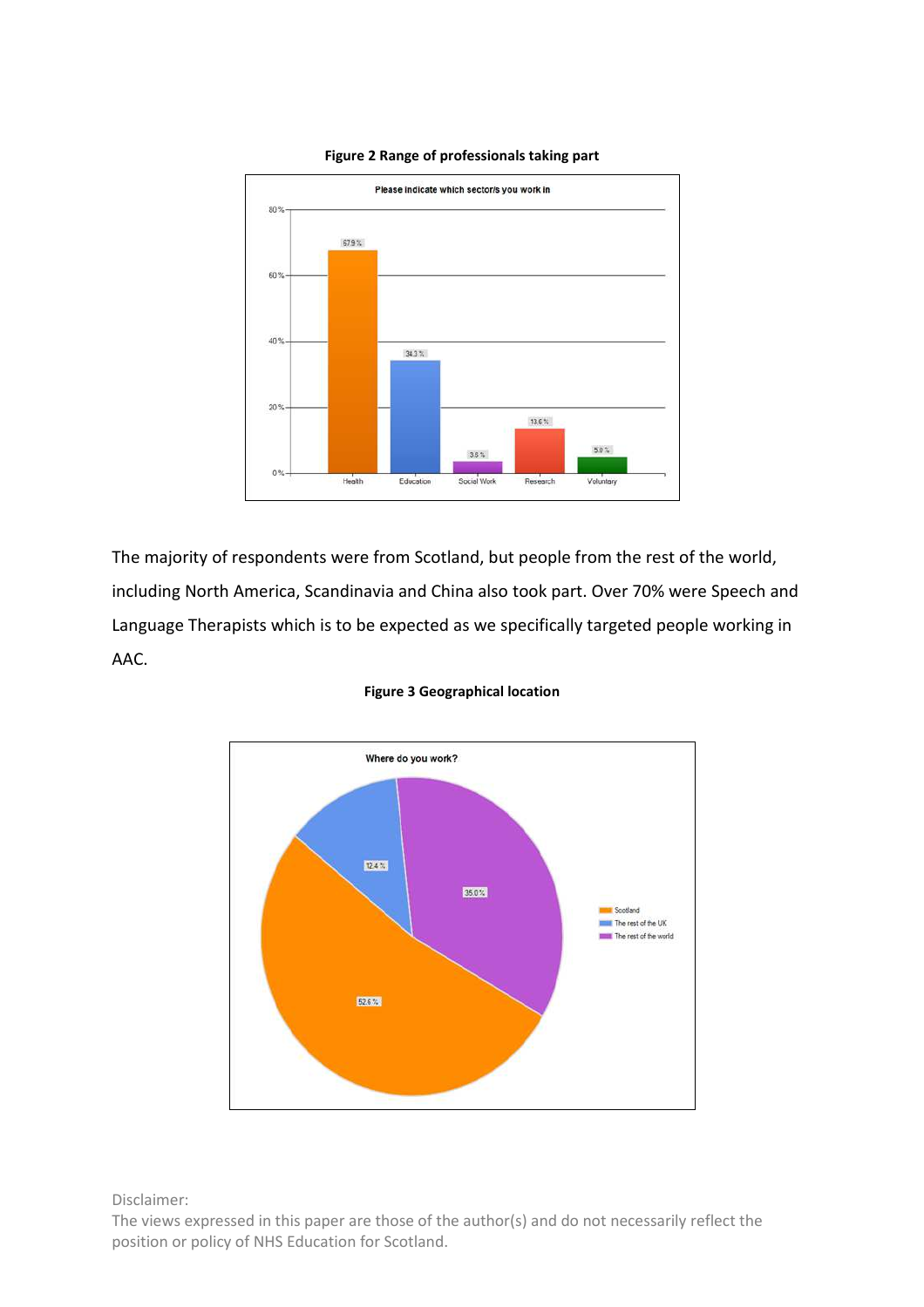**Figure 2 Range of professionals taking part**

The majority of respondents were from Scotland, but people from the rest of the world, including North America, Scandinavia and China also took part. Over 70% were Speech and Language Therapists which is to be expected as we specifically targeted people working in AAC.

**Figure 3 Geographical location**

Disclaimer:
The views expressed in this paper are those of the author(s) and do not necessarily reflect the position or policy of NHS Education for Scotland.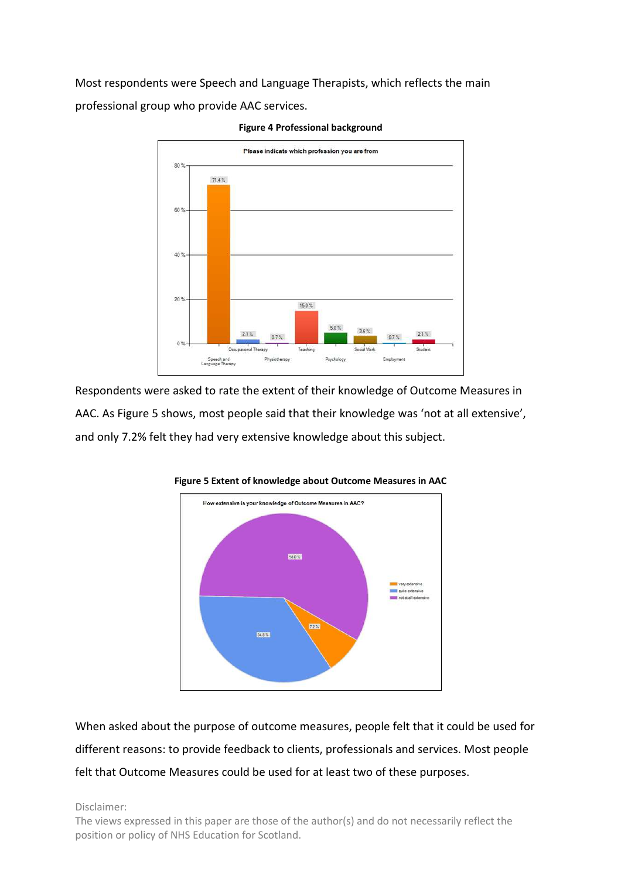Most respondents were Speech and Language Therapists, which reflects the main professional group who provide AAC services.

**Figure 4 Professional background**

Respondents were asked to rate the extent of their knowledge of Outcome Measures in AAC. As Figure 5 shows, most people said that their knowledge was 'not at all extensive', and only 7.2% felt they had very extensive knowledge about this subject.

**Figure 5 Extent of knowledge about Outcome Measures in AAC**

When asked about the purpose of outcome measures, people felt that it could be used for different reasons: to provide feedback to clients, professionals and services. Most people felt that Outcome Measures could be used for at least two of these purposes.

Disclaimer:
The views expressed in this paper are those of the author(s) and do not necessarily reflect the position or policy of NHS Education for Scotland.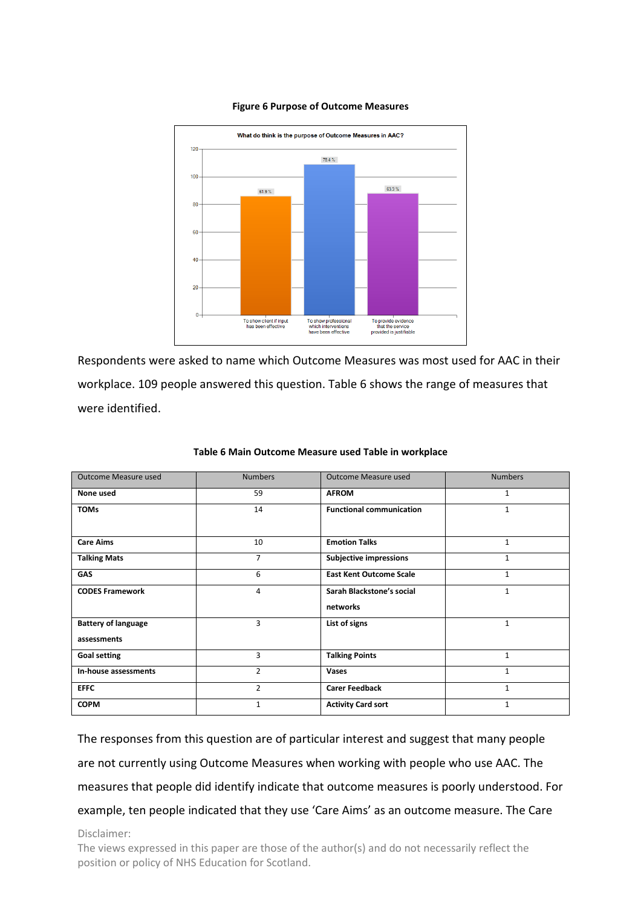**Figure 6 Purpose of Outcome Measures**

Respondents were asked to name which Outcome Measures was most used for AAC in their workplace. 109 people answered this question. Table 6 shows the range of measures that were identified.

**Table 6 Main Outcome Measure used Table in workplace**

| Outcome Measure used | Numbers | Outcome Measure used | Numbers |
|---|---|---|---|
| **None used** | 59 | **AFROM** | 1 |
| **TOMs** | 14 | **Functional communication** | 1 |
| **Care Aims** | 10 | **Emotion Talks** | 1 |
| **Talking Mats** | 7 | **Subjective impressions** | 1 |
| **GAS** | 6 | **East Kent Outcome Scale** | 1 |
| **CODES Framework** | 4 | **Sarah Blackstone's social networks** | 1 |
| **Battery of language assessments** | 3 | **List of signs** | 1 |
| **Goal setting** | 3 | **Talking Points** | 1 |
| **In-house assessments** | 2 | **Vases** | 1 |
| **EFFC** | 2 | **Carer Feedback** | 1 |
| **COPM** | 1 | **Activity Card sort** | 1 |

The responses from this question are of particular interest and suggest that many people are not currently using Outcome Measures when working with people who use AAC. The measures that people did identify indicate that outcome measures is poorly understood. For example, ten people indicated that they use 'Care Aims' as an outcome measure. The Care

Disclaimer:
The views expressed in this paper are those of the author(s) and do not necessarily reflect the position or policy of NHS Education for Scotland.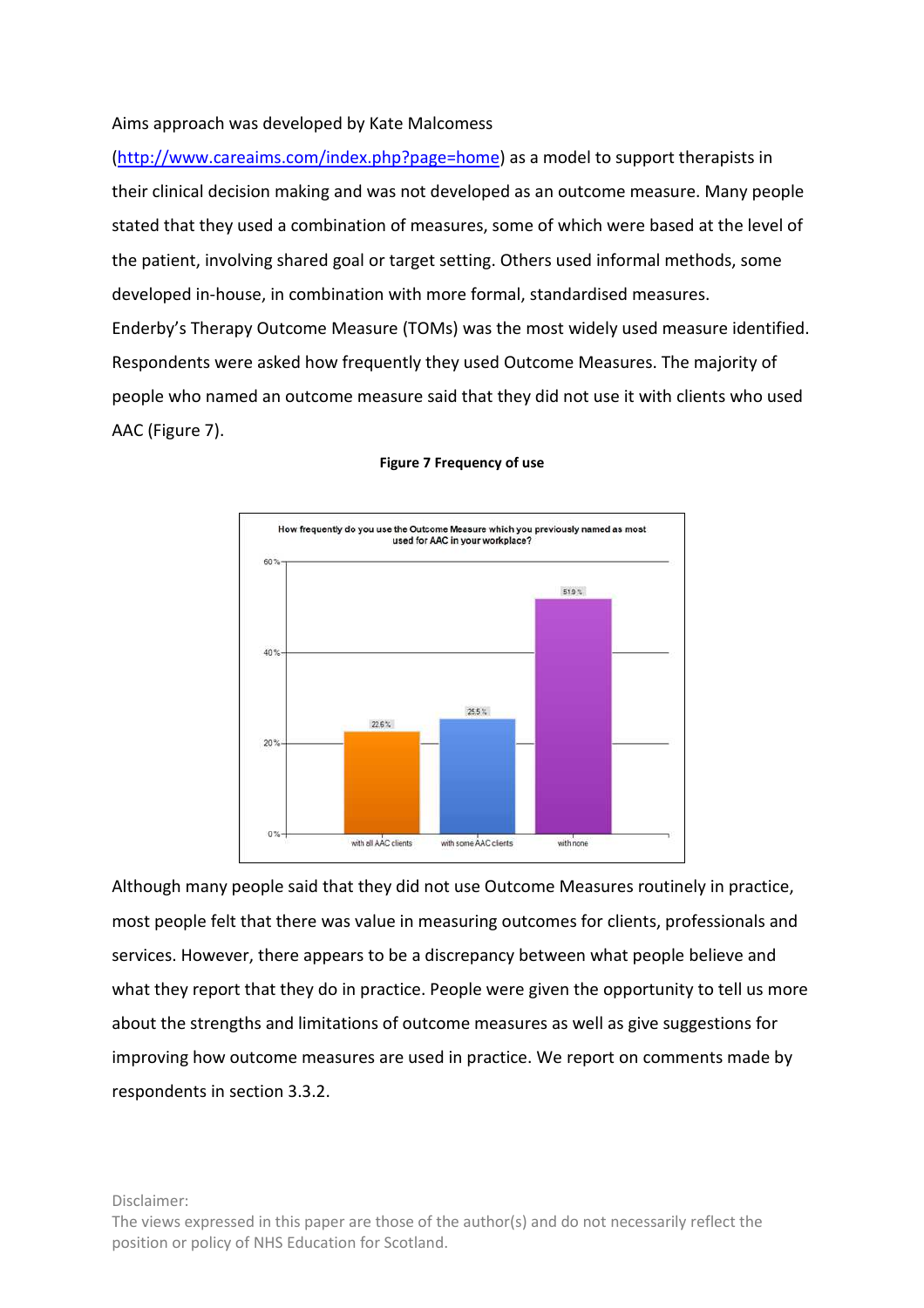Aims approach was developed by Kate Malcomess (http://www.careaims.com/index.php?page=home) as a model to support therapists in their clinical decision making and was not developed as an outcome measure. Many people stated that they used a combination of measures, some of which were based at the level of the patient, involving shared goal or target setting. Others used informal methods, some developed in-house, in combination with more formal, standardised measures.

Enderby's Therapy Outcome Measure (TOMs) was the most widely used measure identified. Respondents were asked how frequently they used Outcome Measures. The majority of people who named an outcome measure said that they did not use it with clients who used AAC (Figure 7).

**Figure 7 Frequency of use**

How frequently do you use the Outcome Measure which you previously named as most used for AAC in your workplace?

| Frequency | Percentage |
| --- | --- |
| with all AAC clients | 22.6 % |
| with some AAC clients | 25.5 % |
| with none | 51.9 % |

Although many people said that they did not use Outcome Measures routinely in practice, most people felt that there was value in measuring outcomes for clients, professionals and services. However, there appears to be a discrepancy between what people believe and what they report that they do in practice. People were given the opportunity to tell us more about the strengths and limitations of outcome measures as well as give suggestions for improving how outcome measures are used in practice. We report on comments made by respondents in section 3.3.2.

Disclaimer:
The views expressed in this paper are those of the author(s) and do not necessarily reflect the position or policy of NHS Education for Scotland.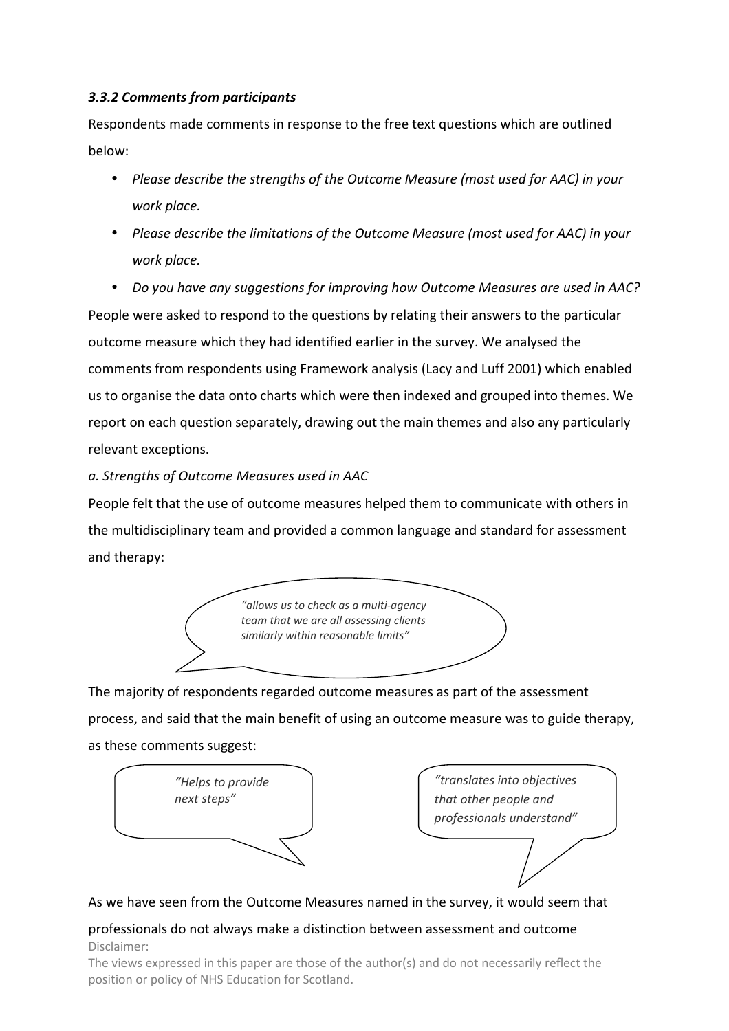### *3.3.2 Comments from participants*

Respondents made comments in response to the free text questions which are outlined below:

- *Please describe the strengths of the Outcome Measure (most used for AAC) in your work place.*
- *Please describe the limitations of the Outcome Measure (most used for AAC) in your work place.*
- *Do you have any suggestions for improving how Outcome Measures are used in AAC?*

People were asked to respond to the questions by relating their answers to the particular outcome measure which they had identified earlier in the survey. We analysed the comments from respondents using Framework analysis (Lacy and Luff 2001) which enabled us to organise the data onto charts which were then indexed and grouped into themes. We report on each question separately, drawing out the main themes and also any particularly relevant exceptions.

*a. Strengths of Outcome Measures used in AAC*

People felt that the use of outcome measures helped them to communicate with others in the multidisciplinary team and provided a common language and standard for assessment and therapy:

> *"allows us to check as a multi-agency team that we are all assessing clients similarly within reasonable limits"*

The majority of respondents regarded outcome measures as part of the assessment process, and said that the main benefit of using an outcome measure was to guide therapy, as these comments suggest:

> *"Helps to provide next steps"*

> *"translates into objectives that other people and professionals understand"*

As we have seen from the Outcome Measures named in the survey, it would seem that professionals do not always make a distinction between assessment and outcome

Disclaimer:
The views expressed in this paper are those of the author(s) and do not necessarily reflect the position or policy of NHS Education for Scotland.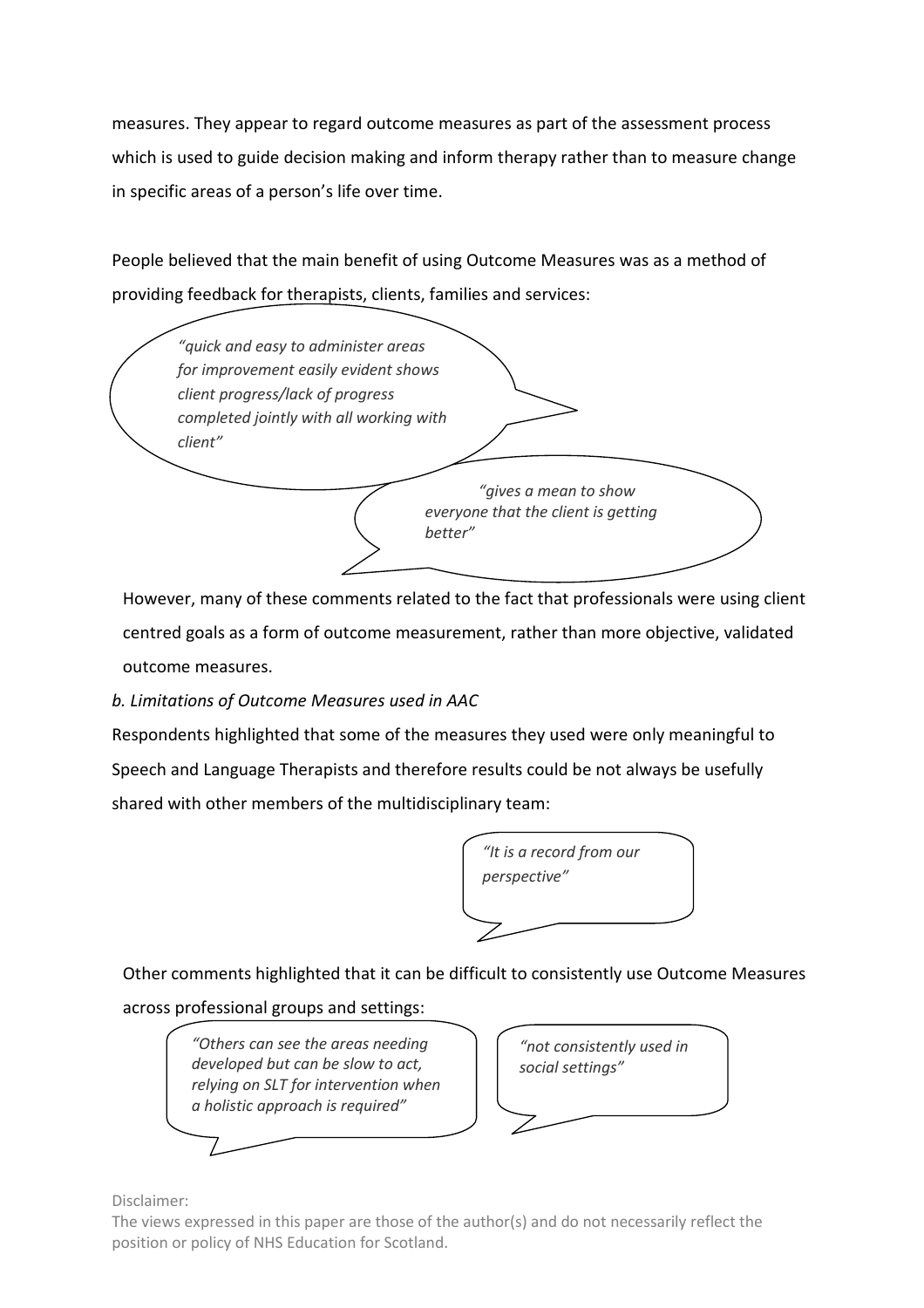measures. They appear to regard outcome measures as part of the assessment process which is used to guide decision making and inform therapy rather than to measure change in specific areas of a person's life over time.

People believed that the main benefit of using Outcome Measures was as a method of providing feedback for therapists, clients, families and services:

> *"quick and easy to administer areas for improvement easily evident shows client progress/lack of progress completed jointly with all working with client"*

> *"gives a mean to show everyone that the client is getting better"*

However, many of these comments related to the fact that professionals were using client centred goals as a form of outcome measurement, rather than more objective, validated outcome measures.

*b. Limitations of Outcome Measures used in AAC*

Respondents highlighted that some of the measures they used were only meaningful to Speech and Language Therapists and therefore results could be not always be usefully shared with other members of the multidisciplinary team:

> *"It is a record from our perspective"*

Other comments highlighted that it can be difficult to consistently use Outcome Measures across professional groups and settings:

> *"Others can see the areas needing developed but can be slow to act, relying on SLT for intervention when a holistic approach is required"*

> *"not consistently used in social settings"*

Disclaimer:
The views expressed in this paper are those of the author(s) and do not necessarily reflect the position or policy of NHS Education for Scotland.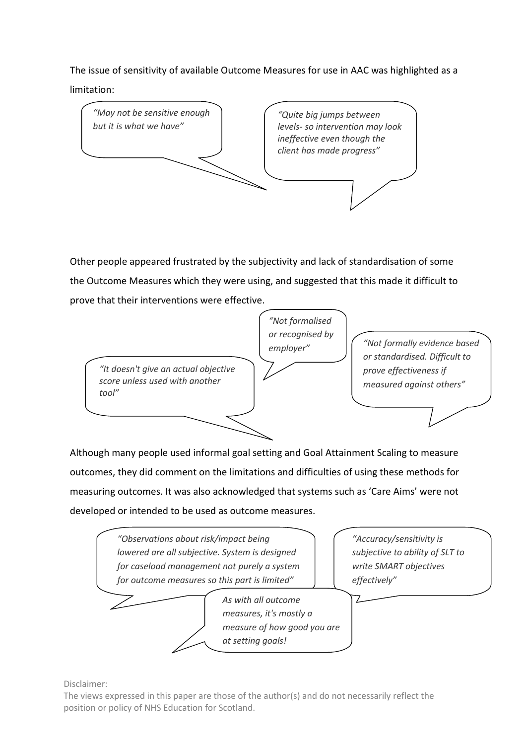The issue of sensitivity of available Outcome Measures for use in AAC was highlighted as a limitation:

> *"May not be sensitive enough but it is what we have"*

> *"Quite big jumps between levels- so intervention may look ineffective even though the client has made progress"*

Other people appeared frustrated by the subjectivity and lack of standardisation of some the Outcome Measures which they were using, and suggested that this made it difficult to prove that their interventions were effective.

> *"Not formalised or recognised by employer"*

> *"It doesn't give an actual objective score unless used with another tool"*

> *"Not formally evidence based or standardised. Difficult to prove effectiveness if measured against others"*

Although many people used informal goal setting and Goal Attainment Scaling to measure outcomes, they did comment on the limitations and difficulties of using these methods for measuring outcomes. It was also acknowledged that systems such as 'Care Aims' were not developed or intended to be used as outcome measures.

> *"Observations about risk/impact being lowered are all subjective. System is designed for caseload management not purely a system for outcome measures so this part is limited"*

> *"Accuracy/sensitivity is subjective to ability of SLT to write SMART objectives effectively"*

> *As with all outcome measures, it's mostly a measure of how good you are at setting goals!*

Disclaimer:
The views expressed in this paper are those of the author(s) and do not necessarily reflect the position or policy of NHS Education for Scotland.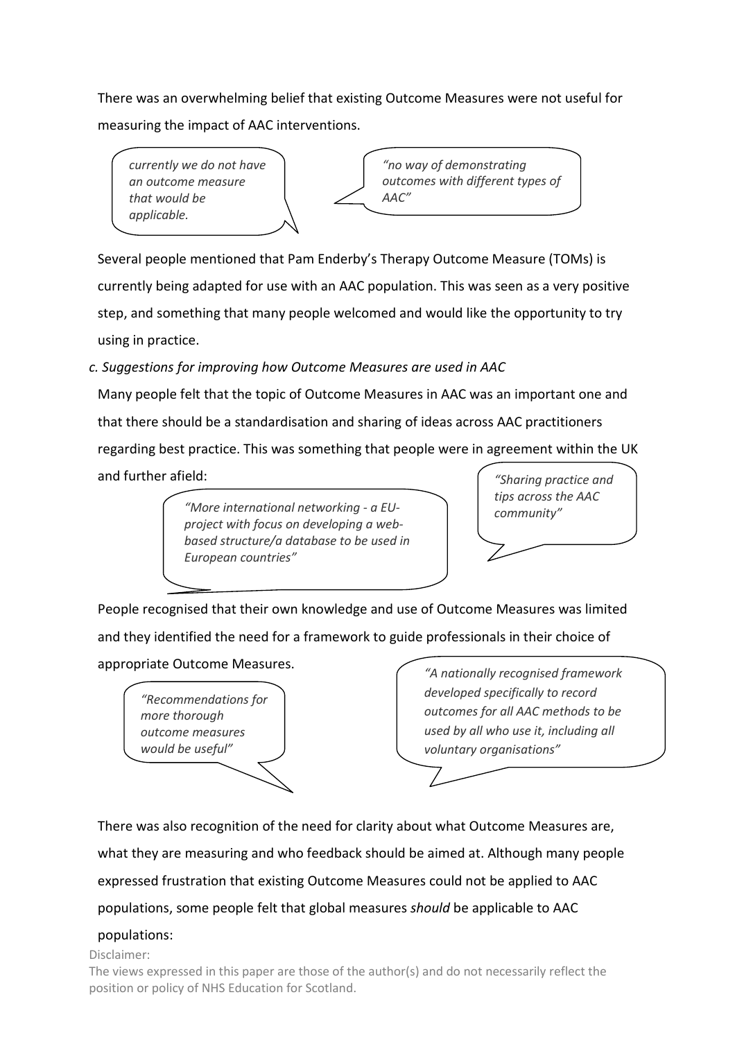There was an overwhelming belief that existing Outcome Measures were not useful for measuring the impact of AAC interventions.

> *currently we do not have an outcome measure that would be applicable.*

> *"no way of demonstrating outcomes with different types of AAC"*

Several people mentioned that Pam Enderby's Therapy Outcome Measure (TOMs) is currently being adapted for use with an AAC population. This was seen as a very positive step, and something that many people welcomed and would like the opportunity to try using in practice.

*c. Suggestions for improving how Outcome Measures are used in AAC*

Many people felt that the topic of Outcome Measures in AAC was an important one and that there should be a standardisation and sharing of ideas across AAC practitioners regarding best practice. This was something that people were in agreement within the UK and further afield:

> *"More international networking - a EU-project with focus on developing a web-based structure/a database to be used in European countries"*

> *"Sharing practice and tips across the AAC community"*

People recognised that their own knowledge and use of Outcome Measures was limited and they identified the need for a framework to guide professionals in their choice of appropriate Outcome Measures.

> *"Recommendations for more thorough outcome measures would be useful"*

> *"A nationally recognised framework developed specifically to record outcomes for all AAC methods to be used by all who use it, including all voluntary organisations"*

There was also recognition of the need for clarity about what Outcome Measures are, what they are measuring and who feedback should be aimed at. Although many people expressed frustration that existing Outcome Measures could not be applied to AAC populations, some people felt that global measures *should* be applicable to AAC populations:

Disclaimer:
The views expressed in this paper are those of the author(s) and do not necessarily reflect the position or policy of NHS Education for Scotland.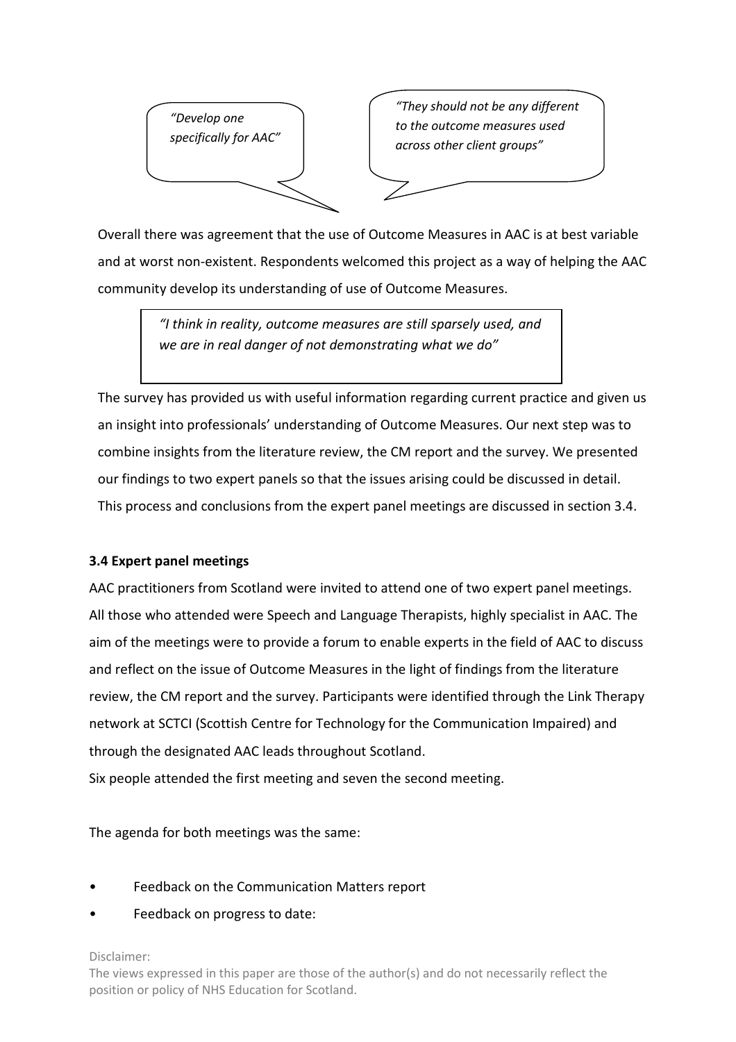*"Develop one specifically for AAC"*

*"They should not be any different to the outcome measures used across other client groups"*

Overall there was agreement that the use of Outcome Measures in AAC is at best variable and at worst non-existent. Respondents welcomed this project as a way of helping the AAC community develop its understanding of use of Outcome Measures.

> *"I think in reality, outcome measures are still sparsely used, and we are in real danger of not demonstrating what we do"*

The survey has provided us with useful information regarding current practice and given us an insight into professionals' understanding of Outcome Measures. Our next step was to combine insights from the literature review, the CM report and the survey. We presented our findings to two expert panels so that the issues arising could be discussed in detail. This process and conclusions from the expert panel meetings are discussed in section 3.4.

**3.4 Expert panel meetings**

AAC practitioners from Scotland were invited to attend one of two expert panel meetings. All those who attended were Speech and Language Therapists, highly specialist in AAC. The aim of the meetings were to provide a forum to enable experts in the field of AAC to discuss and reflect on the issue of Outcome Measures in the light of findings from the literature review, the CM report and the survey. Participants were identified through the Link Therapy network at SCTCI (Scottish Centre for Technology for the Communication Impaired) and through the designated AAC leads throughout Scotland.

Six people attended the first meeting and seven the second meeting.

The agenda for both meetings was the same:

- Feedback on the Communication Matters report
- Feedback on progress to date: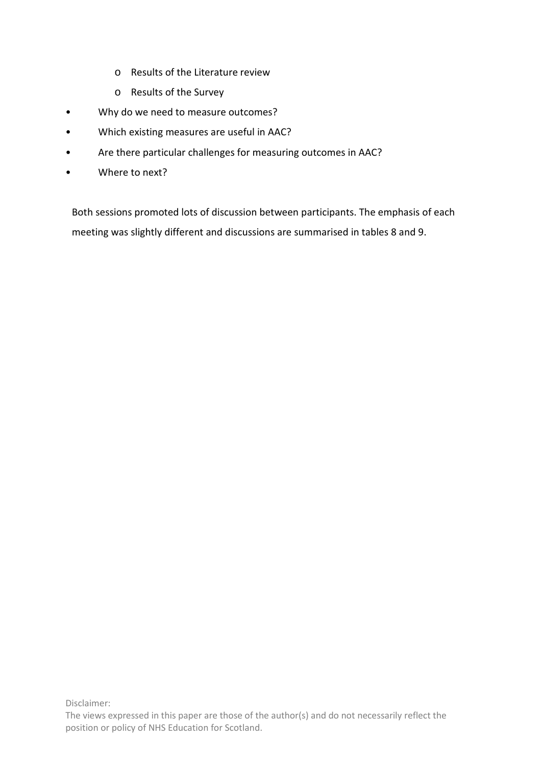- Results of the Literature review
  - Results of the Survey
- Why do we need to measure outcomes?
- Which existing measures are useful in AAC?
- Are there particular challenges for measuring outcomes in AAC?
- Where to next?

Both sessions promoted lots of discussion between participants. The emphasis of each meeting was slightly different and discussions are summarised in tables 8 and 9.

Disclaimer:
The views expressed in this paper are those of the author(s) and do not necessarily reflect the position or policy of NHS Education for Scotland.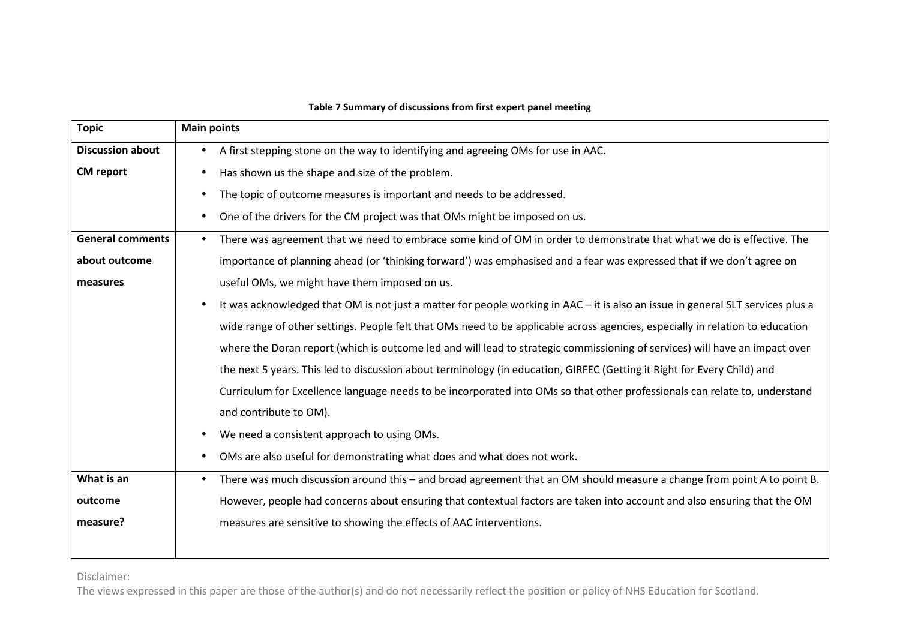**Table 7 Summary of discussions from first expert panel meeting**

| Topic | Main points |
|---|---|
| **Discussion about CM report** | • A first stepping stone on the way to identifying and agreeing OMs for use in AAC.<br>• Has shown us the shape and size of the problem.<br>• The topic of outcome measures is important and needs to be addressed.<br>• One of the drivers for the CM project was that OMs might be imposed on us. |
| **General comments about outcome measures** | • There was agreement that we need to embrace some kind of OM in order to demonstrate that what we do is effective. The importance of planning ahead (or 'thinking forward') was emphasised and a fear was expressed that if we don't agree on useful OMs, we might have them imposed on us.<br>• It was acknowledged that OM is not just a matter for people working in AAC – it is also an issue in general SLT services plus a wide range of other settings. People felt that OMs need to be applicable across agencies, especially in relation to education where the Doran report (which is outcome led and will lead to strategic commissioning of services) will have an impact over the next 5 years. This led to discussion about terminology (in education, GIRFEC (Getting it Right for Every Child) and Curriculum for Excellence language needs to be incorporated into OMs so that other professionals can relate to, understand and contribute to OM).<br>• We need a consistent approach to using OMs.<br>• OMs are also useful for demonstrating what does and what does not work. |
| **What is an outcome measure?** | • There was much discussion around this – and broad agreement that an OM should measure a change from point A to point B. However, people had concerns about ensuring that contextual factors are taken into account and also ensuring that the OM measures are sensitive to showing the effects of AAC interventions. |

Disclaimer:
The views expressed in this paper are those of the author(s) and do not necessarily reflect the position or policy of NHS Education for Scotland.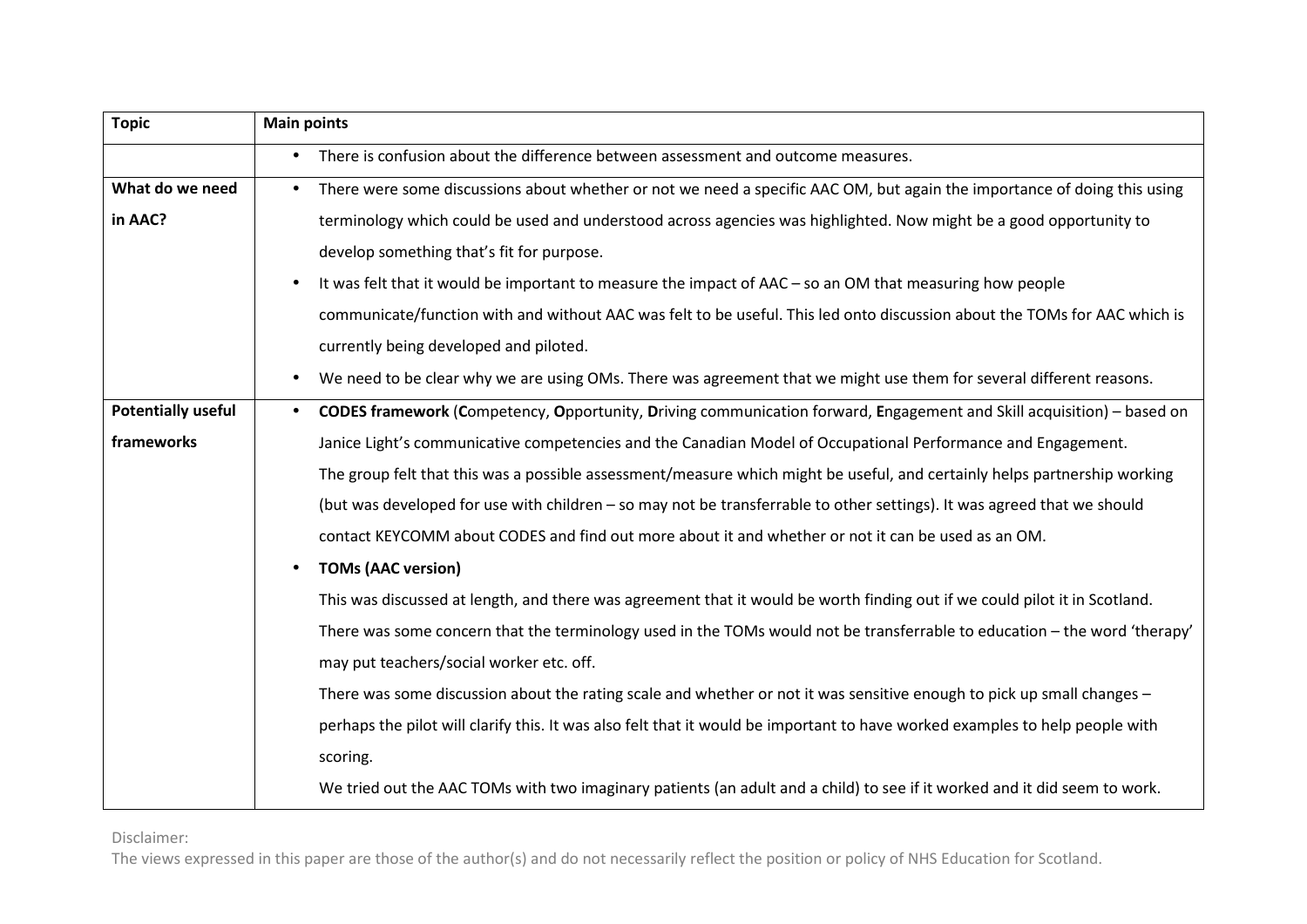| Topic | Main points |
|---|---|
| | • There is confusion about the difference between assessment and outcome measures. |
| **What do we need in AAC?** | • There were some discussions about whether or not we need a specific AAC OM, but again the importance of doing this using terminology which could be used and understood across agencies was highlighted. Now might be a good opportunity to develop something that's fit for purpose.<br>• It was felt that it would be important to measure the impact of AAC – so an OM that measuring how people communicate/function with and without AAC was felt to be useful. This led onto discussion about the TOMs for AAC which is currently being developed and piloted.<br>• We need to be clear why we are using OMs. There was agreement that we might use them for several different reasons. |
| **Potentially useful frameworks** | • **CODES framework** (**C**ompetency, **O**pportunity, **D**riving communication forward, **E**ngagement and Skill acquisition) – based on Janice Light's communicative competencies and the Canadian Model of Occupational Performance and Engagement.<br>The group felt that this was a possible assessment/measure which might be useful, and certainly helps partnership working (but was developed for use with children – so may not be transferrable to other settings). It was agreed that we should contact KEYCOMM about CODES and find out more about it and whether or not it can be used as an OM.<br>• **TOMs (AAC version)**<br>This was discussed at length, and there was agreement that it would be worth finding out if we could pilot it in Scotland. There was some concern that the terminology used in the TOMs would not be transferrable to education – the word 'therapy' may put teachers/social worker etc. off.<br>There was some discussion about the rating scale and whether or not it was sensitive enough to pick up small changes – perhaps the pilot will clarify this. It was also felt that it would be important to have worked examples to help people with scoring.<br>We tried out the AAC TOMs with two imaginary patients (an adult and a child) to see if it worked and it did seem to work. |

Disclaimer:
The views expressed in this paper are those of the author(s) and do not necessarily reflect the position or policy of NHS Education for Scotland.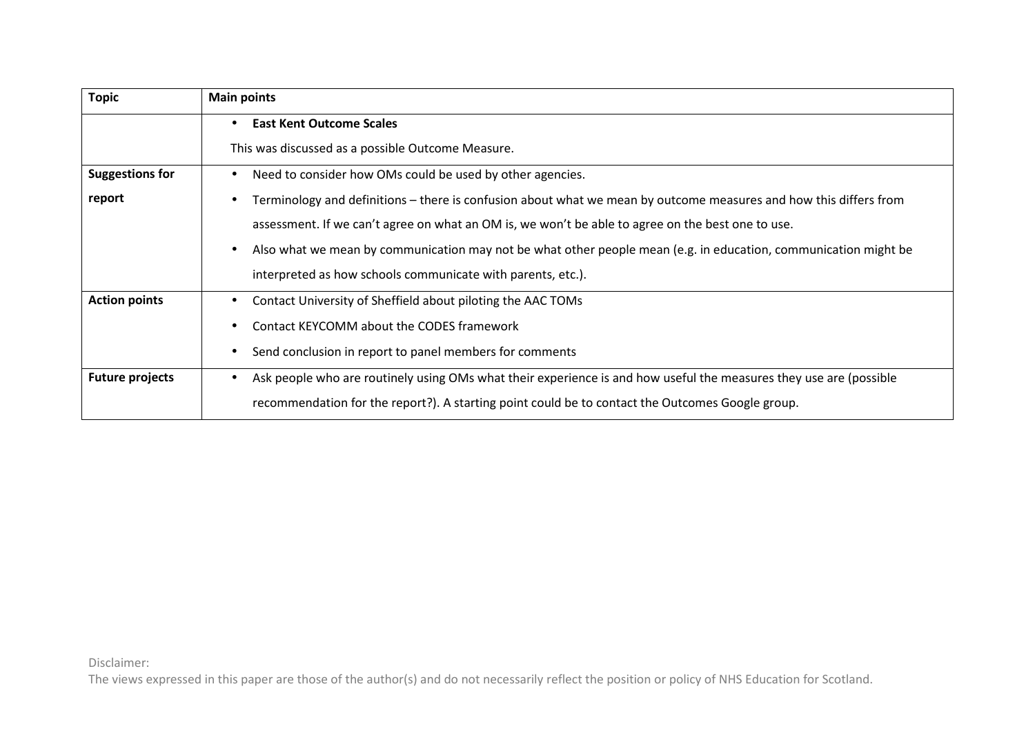| Topic | Main points |
| --- | --- |
| | • **East Kent Outcome Scales**<br>This was discussed as a possible Outcome Measure. |
| **Suggestions for report** | • Need to consider how OMs could be used by other agencies.<br>• Terminology and definitions – there is confusion about what we mean by outcome measures and how this differs from assessment. If we can't agree on what an OM is, we won't be able to agree on the best one to use.<br>• Also what we mean by communication may not be what other people mean (e.g. in education, communication might be interpreted as how schools communicate with parents, etc.). |
| **Action points** | • Contact University of Sheffield about piloting the AAC TOMs<br>• Contact KEYCOMM about the CODES framework<br>• Send conclusion in report to panel members for comments |
| **Future projects** | • Ask people who are routinely using OMs what their experience is and how useful the measures they use are (possible recommendation for the report?). A starting point could be to contact the Outcomes Google group. |

Disclaimer:
The views expressed in this paper are those of the author(s) and do not necessarily reflect the position or policy of NHS Education for Scotland.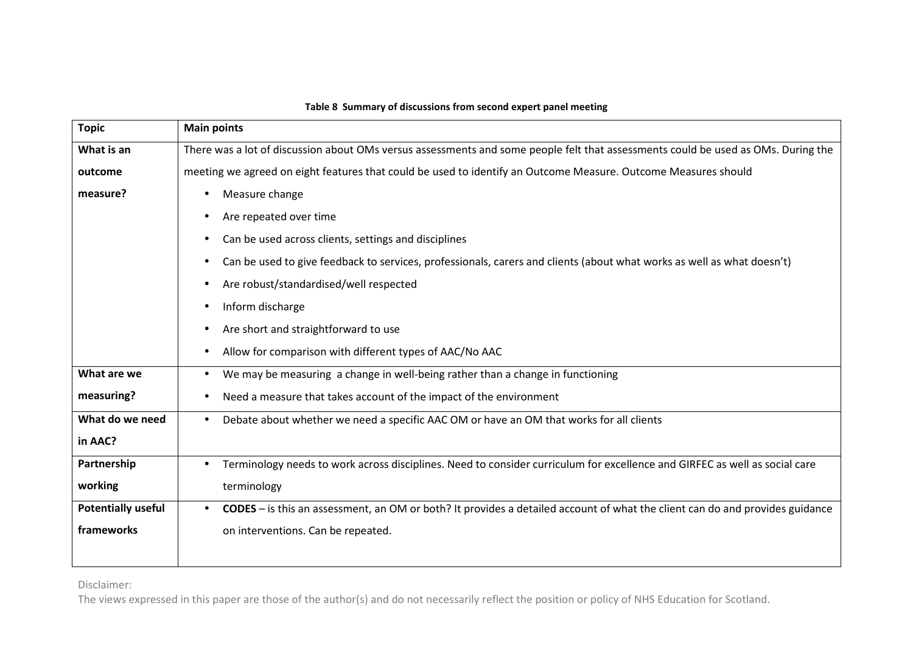**Table 8 Summary of discussions from second expert panel meeting**

| Topic | Main points |
| --- | --- |
| **What is an outcome measure?** | There was a lot of discussion about OMs versus assessments and some people felt that assessments could be used as OMs. During the meeting we agreed on eight features that could be used to identify an Outcome Measure. Outcome Measures should<br>• Measure change<br>• Are repeated over time<br>• Can be used across clients, settings and disciplines<br>• Can be used to give feedback to services, professionals, carers and clients (about what works as well as what doesn't)<br>• Are robust/standardised/well respected<br>• Inform discharge<br>• Are short and straightforward to use<br>• Allow for comparison with different types of AAC/No AAC |
| **What are we measuring?** | • We may be measuring a change in well-being rather than a change in functioning<br>• Need a measure that takes account of the impact of the environment |
| **What do we need in AAC?** | • Debate about whether we need a specific AAC OM or have an OM that works for all clients |
| **Partnership working** | • Terminology needs to work across disciplines. Need to consider curriculum for excellence and GIRFEC as well as social care terminology |
| **Potentially useful frameworks** | • **CODES** – is this an assessment, an OM or both? It provides a detailed account of what the client can do and provides guidance on interventions. Can be repeated. |

Disclaimer:
The views expressed in this paper are those of the author(s) and do not necessarily reflect the position or policy of NHS Education for Scotland.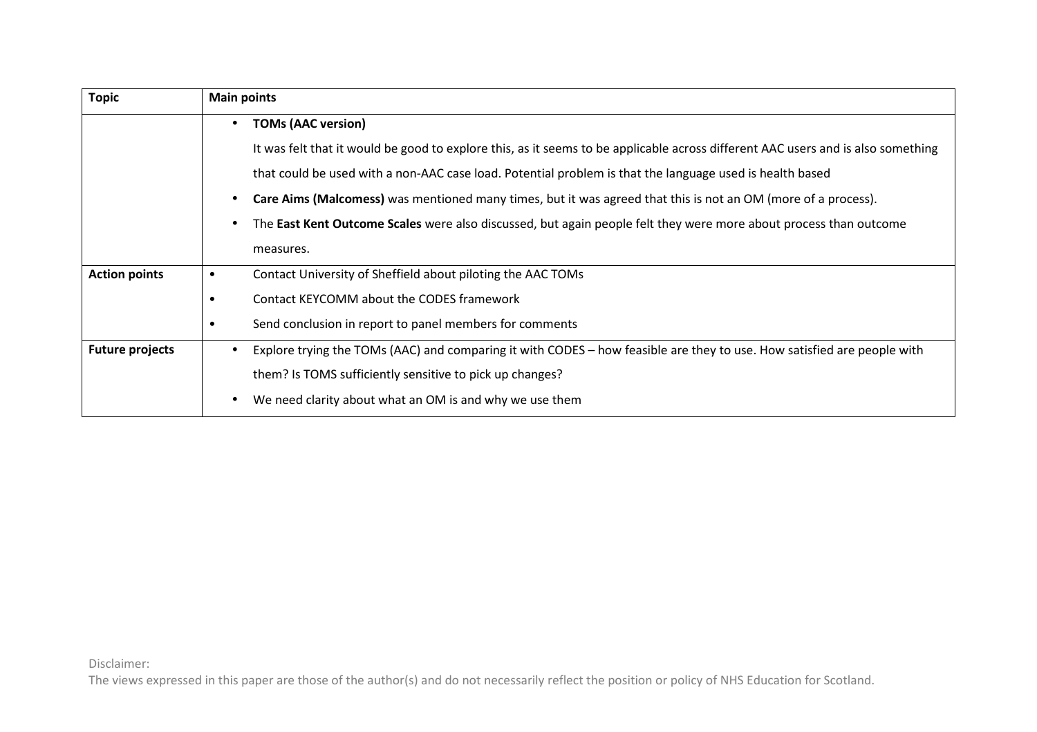| Topic | Main points |
| --- | --- |
| | • **TOMs (AAC version)** It was felt that it would be good to explore this, as it seems to be applicable across different AAC users and is also something that could be used with a non-AAC case load. Potential problem is that the language used is health based<br>• **Care Aims (Malcomess)** was mentioned many times, but it was agreed that this is not an OM (more of a process).<br>• The **East Kent Outcome Scales** were also discussed, but again people felt they were more about process than outcome measures. |
| **Action points** | • Contact University of Sheffield about piloting the AAC TOMs<br>• Contact KEYCOMM about the CODES framework<br>• Send conclusion in report to panel members for comments |
| **Future projects** | • Explore trying the TOMs (AAC) and comparing it with CODES – how feasible are they to use. How satisfied are people with them? Is TOMS sufficiently sensitive to pick up changes?<br>• We need clarity about what an OM is and why we use them |

Disclaimer:
The views expressed in this paper are those of the author(s) and do not necessarily reflect the position or policy of NHS Education for Scotland.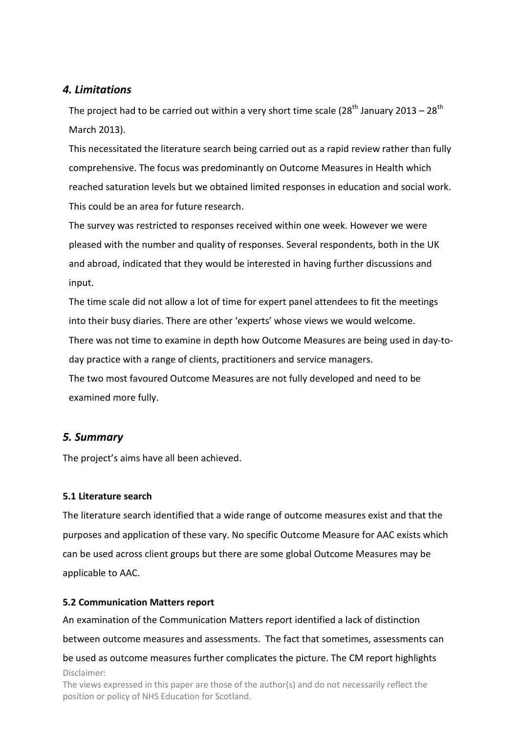## *4. Limitations*

The project had to be carried out within a very short time scale (28th January 2013 – 28th March 2013).

This necessitated the literature search being carried out as a rapid review rather than fully comprehensive. The focus was predominantly on Outcome Measures in Health which reached saturation levels but we obtained limited responses in education and social work. This could be an area for future research.

The survey was restricted to responses received within one week. However we were pleased with the number and quality of responses. Several respondents, both in the UK and abroad, indicated that they would be interested in having further discussions and input.

The time scale did not allow a lot of time for expert panel attendees to fit the meetings into their busy diaries. There are other 'experts' whose views we would welcome.

There was not time to examine in depth how Outcome Measures are being used in day-to-day practice with a range of clients, practitioners and service managers.

The two most favoured Outcome Measures are not fully developed and need to be examined more fully.

## *5. Summary*

The project's aims have all been achieved.

### 5.1 Literature search

The literature search identified that a wide range of outcome measures exist and that the purposes and application of these vary. No specific Outcome Measure for AAC exists which can be used across client groups but there are some global Outcome Measures may be applicable to AAC.

### 5.2 Communication Matters report

An examination of the Communication Matters report identified a lack of distinction between outcome measures and assessments. The fact that sometimes, assessments can be used as outcome measures further complicates the picture. The CM report highlights

Disclaimer:
The views expressed in this paper are those of the author(s) and do not necessarily reflect the position or policy of NHS Education for Scotland.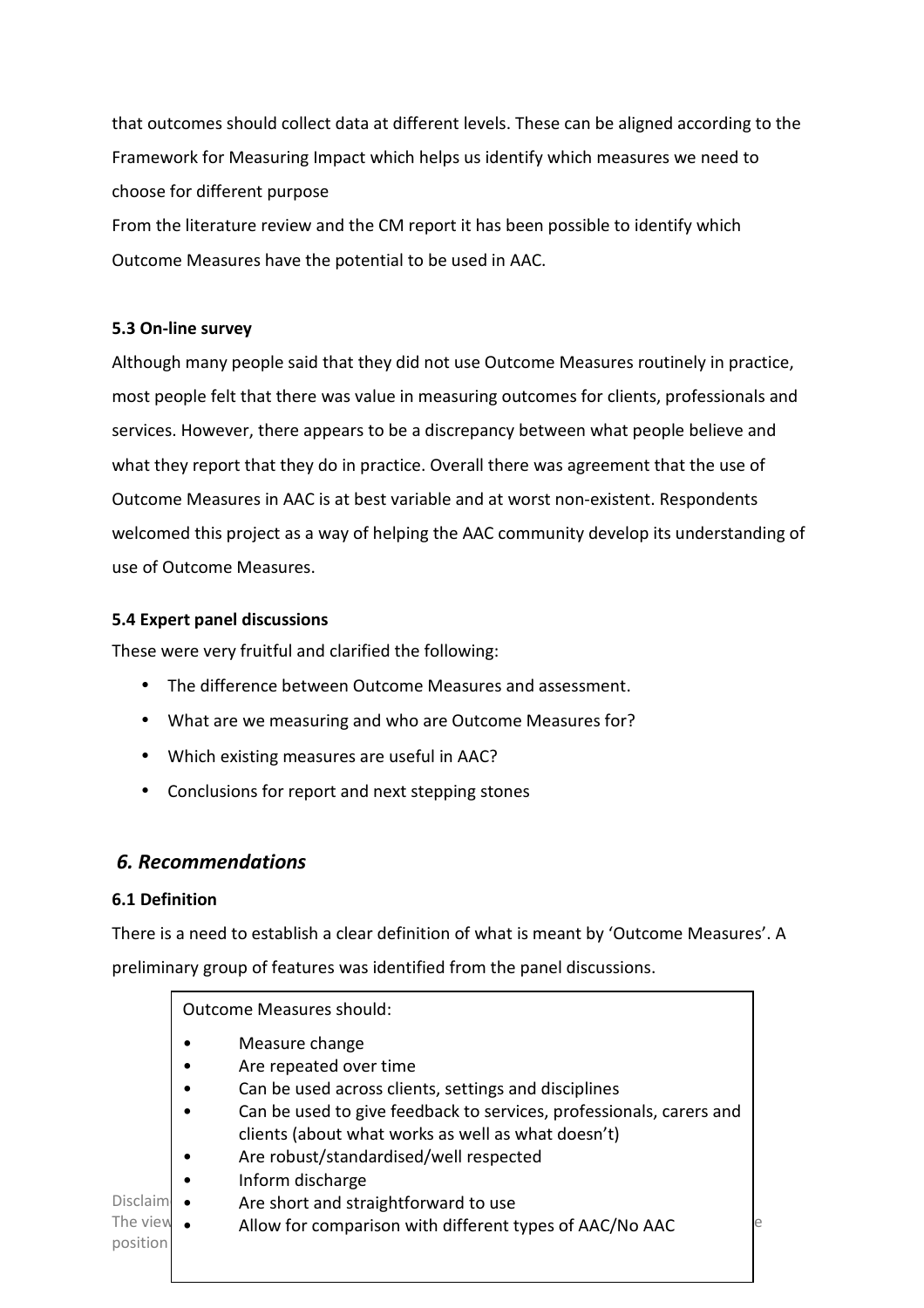that outcomes should collect data at different levels. These can be aligned according to the Framework for Measuring Impact which helps us identify which measures we need to choose for different purpose

From the literature review and the CM report it has been possible to identify which Outcome Measures have the potential to be used in AAC.

**5.3 On-line survey**

Although many people said that they did not use Outcome Measures routinely in practice, most people felt that there was value in measuring outcomes for clients, professionals and services. However, there appears to be a discrepancy between what people believe and what they report that they do in practice. Overall there was agreement that the use of Outcome Measures in AAC is at best variable and at worst non-existent. Respondents welcomed this project as a way of helping the AAC community develop its understanding of use of Outcome Measures.

**5.4 Expert panel discussions**

These were very fruitful and clarified the following:

- The difference between Outcome Measures and assessment.
- What are we measuring and who are Outcome Measures for?
- Which existing measures are useful in AAC?
- Conclusions for report and next stepping stones

## *6. Recommendations*

**6.1 Definition**

There is a need to establish a clear definition of what is meant by 'Outcome Measures'. A preliminary group of features was identified from the panel discussions.

Outcome Measures should:

- Measure change
- Are repeated over time
- Can be used across clients, settings and disciplines
- Can be used to give feedback to services, professionals, carers and clients (about what works as well as what doesn't)
- Are robust/standardised/well respected
- Inform discharge
- Are short and straightforward to use
- Allow for comparison with different types of AAC/No AAC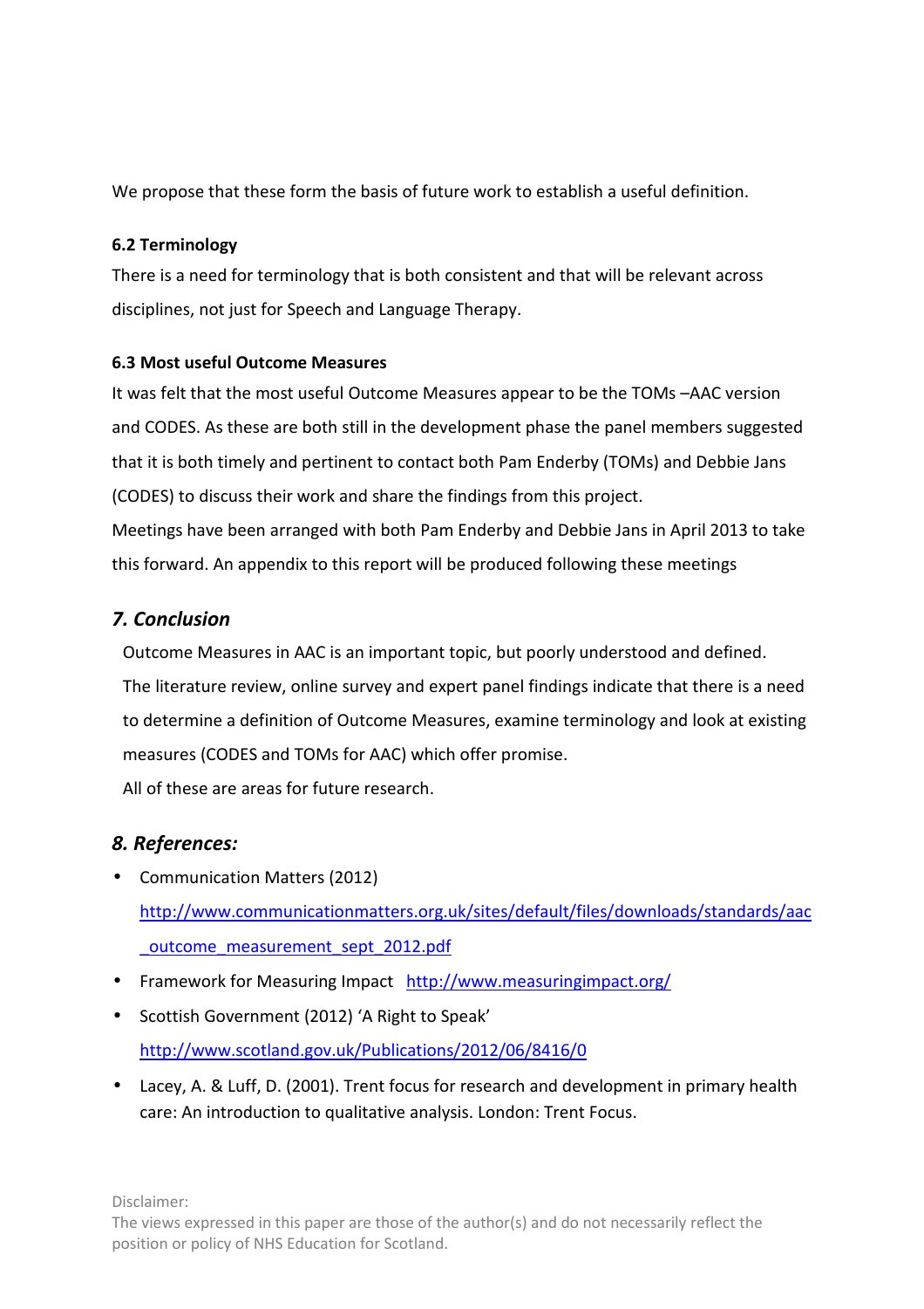We propose that these form the basis of future work to establish a useful definition.

### 6.2 Terminology

There is a need for terminology that is both consistent and that will be relevant across disciplines, not just for Speech and Language Therapy.

### 6.3 Most useful Outcome Measures

It was felt that the most useful Outcome Measures appear to be the TOMs –AAC version and CODES. As these are both still in the development phase the panel members suggested that it is both timely and pertinent to contact both Pam Enderby (TOMs) and Debbie Jans (CODES) to discuss their work and share the findings from this project.

Meetings have been arranged with both Pam Enderby and Debbie Jans in April 2013 to take this forward. An appendix to this report will be produced following these meetings

## *7. Conclusion*

Outcome Measures in AAC is an important topic, but poorly understood and defined. The literature review, online survey and expert panel findings indicate that there is a need to determine a definition of Outcome Measures, examine terminology and look at existing measures (CODES and TOMs for AAC) which offer promise.

All of these are areas for future research.

## *8. References:*

- Communication Matters (2012) http://www.communicationmatters.org.uk/sites/default/files/downloads/standards/aac_outcome_measurement_sept_2012.pdf
- Framework for Measuring Impact http://www.measuringimpact.org/
- Scottish Government (2012) 'A Right to Speak' http://www.scotland.gov.uk/Publications/2012/06/8416/0
- Lacey, A. & Luff, D. (2001). Trent focus for research and development in primary health care: An introduction to qualitative analysis. London: Trent Focus.

Disclaimer:
The views expressed in this paper are those of the author(s) and do not necessarily reflect the position or policy of NHS Education for Scotland.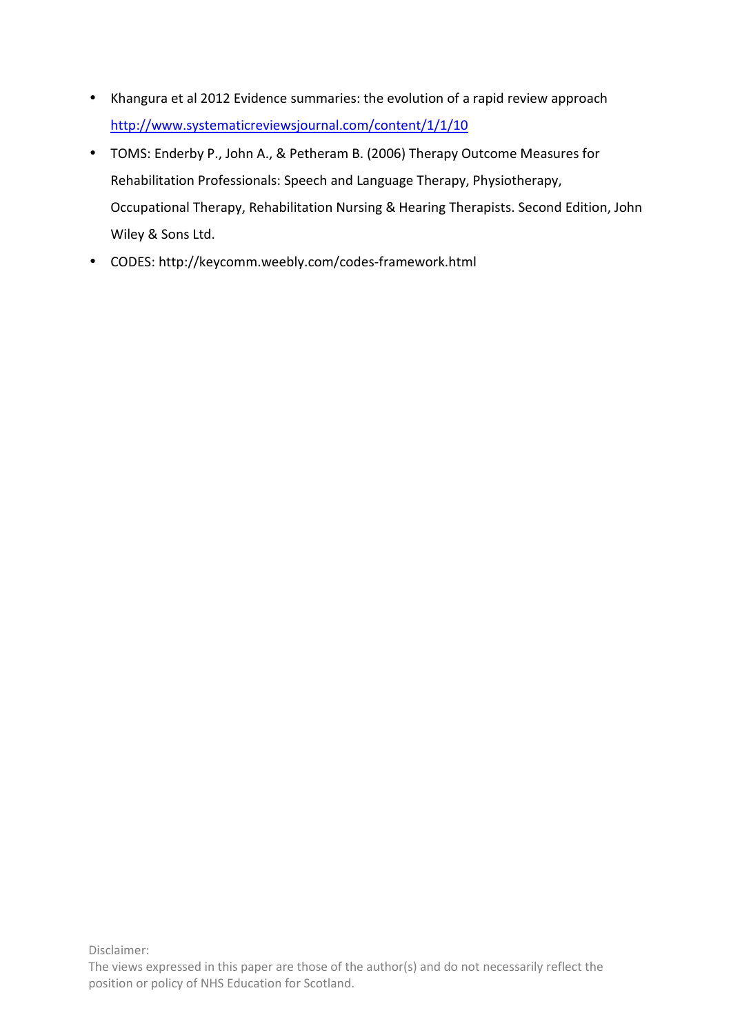- Khangura et al 2012 Evidence summaries: the evolution of a rapid review approach http://www.systematicreviewsjournal.com/content/1/1/10
- TOMS: Enderby P., John A., & Petheram B. (2006) Therapy Outcome Measures for Rehabilitation Professionals: Speech and Language Therapy, Physiotherapy, Occupational Therapy, Rehabilitation Nursing & Hearing Therapists. Second Edition, John Wiley & Sons Ltd.
- CODES: http://keycomm.weebly.com/codes-framework.html

Disclaimer:
The views expressed in this paper are those of the author(s) and do not necessarily reflect the position or policy of NHS Education for Scotland.